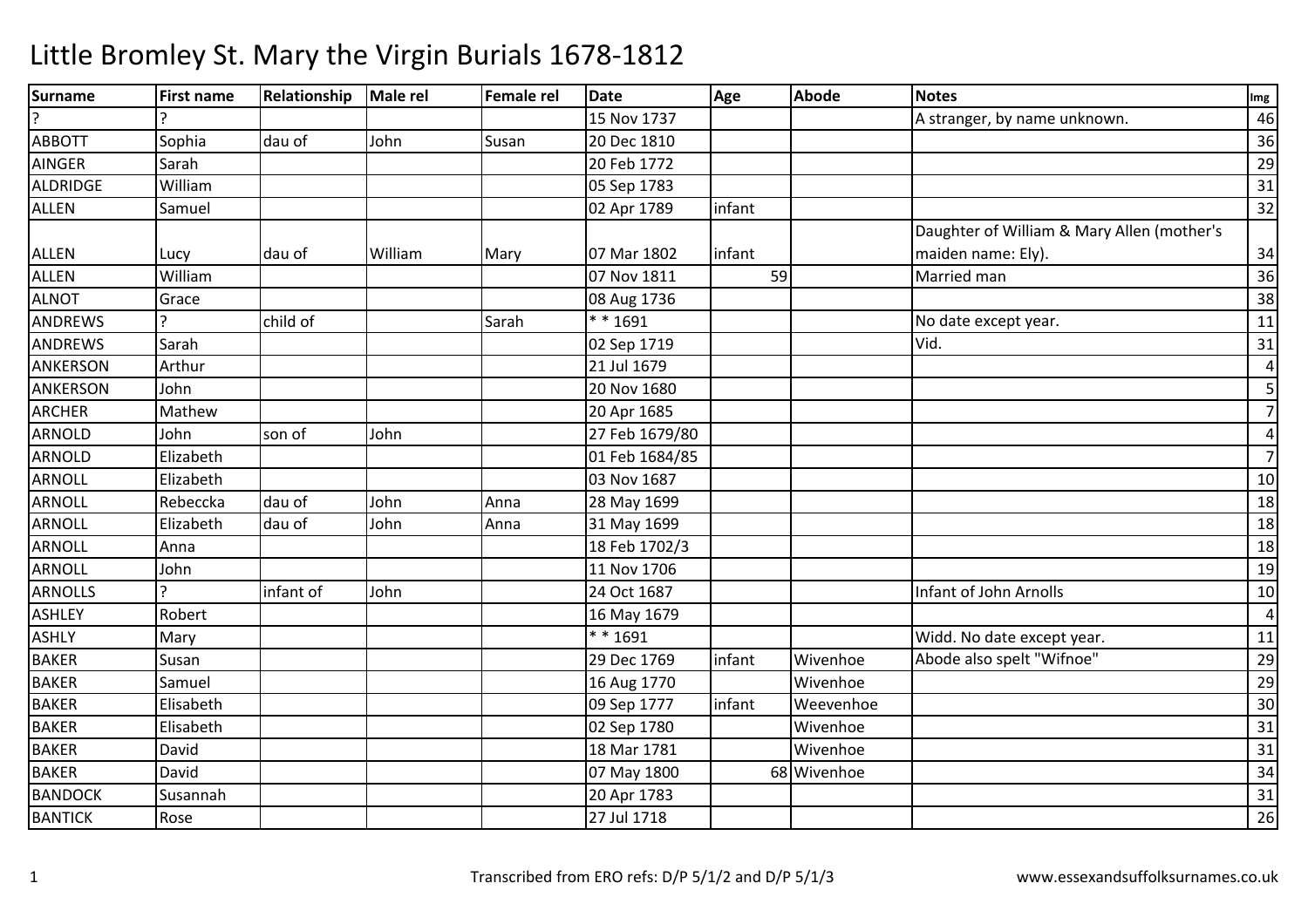# Little Bromley St. Mary the Virgin Burials 1678-1812

| Surname | First name | Relationship | Male rel | Female rel | Date | Age | Abode | Notes | Img |
|---|---|---|---|---|---|---|---|---|---|
| ? | ? | | | | 15 Nov 1737 | | | A stranger, by name unknown. | 46 |
| ABBOTT | Sophia | dau of | John | Susan | 20 Dec 1810 | | | | 36 |
| AINGER | Sarah | | | | 20 Feb 1772 | | | | 29 |
| ALDRIDGE | William | | | | 05 Sep 1783 | | | | 31 |
| ALLEN | Samuel | | | | 02 Apr 1789 | infant | | | 32 |
| ALLEN | Lucy | dau of | William | Mary | 07 Mar 1802 | infant | | Daughter of William & Mary Allen (mother's maiden name: Ely). | 34 |
| ALLEN | William | | | | 07 Nov 1811 | 59 | | Married man | 36 |
| ALNOT | Grace | | | | 08 Aug 1736 | | | | 38 |
| ANDREWS | ? | child of | | Sarah | * * 1691 | | | No date except year. | 11 |
| ANDREWS | Sarah | | | | 02 Sep 1719 | | | Vid. | 31 |
| ANKERSON | Arthur | | | | 21 Jul 1679 | | | | 4 |
| ANKERSON | John | | | | 20 Nov 1680 | | | | 5 |
| ARCHER | Mathew | | | | 20 Apr 1685 | | | | 7 |
| ARNOLD | John | son of | John | | 27 Feb 1679/80 | | | | 4 |
| ARNOLD | Elizabeth | | | | 01 Feb 1684/85 | | | | 7 |
| ARNOLL | Elizabeth | | | | 03 Nov 1687 | | | | 10 |
| ARNOLL | Rebeccka | dau of | John | Anna | 28 May 1699 | | | | 18 |
| ARNOLL | Elizabeth | dau of | John | Anna | 31 May 1699 | | | | 18 |
| ARNOLL | Anna | | | | 18 Feb 1702/3 | | | | 18 |
| ARNOLL | John | | | | 11 Nov 1706 | | | | 19 |
| ARNOLLS | ? | infant of | John | | 24 Oct 1687 | | | Infant of John Arnolls | 10 |
| ASHLEY | Robert | | | | 16 May 1679 | | | | 4 |
| ASHLY | Mary | | | | * * 1691 | | | Widd. No date except year. | 11 |
| BAKER | Susan | | | | 29 Dec 1769 | infant | Wivenhoe | Abode also spelt "Wifnoe" | 29 |
| BAKER | Samuel | | | | 16 Aug 1770 | | Wivenhoe | | 29 |
| BAKER | Elisabeth | | | | 09 Sep 1777 | infant | Weevenhoe | | 30 |
| BAKER | Elisabeth | | | | 02 Sep 1780 | | Wivenhoe | | 31 |
| BAKER | David | | | | 18 Mar 1781 | | Wivenhoe | | 31 |
| BAKER | David | | | | 07 May 1800 | 68 | Wivenhoe | | 34 |
| BANDOCK | Susannah | | | | 20 Apr 1783 | | | | 31 |
| BANTICK | Rose | | | | 27 Jul 1718 | | | | 26 |

Transcribed from ERO refs: D/P 5/1/2 and D/P 5/1/3

www.essexandsuffolksurnames.co.uk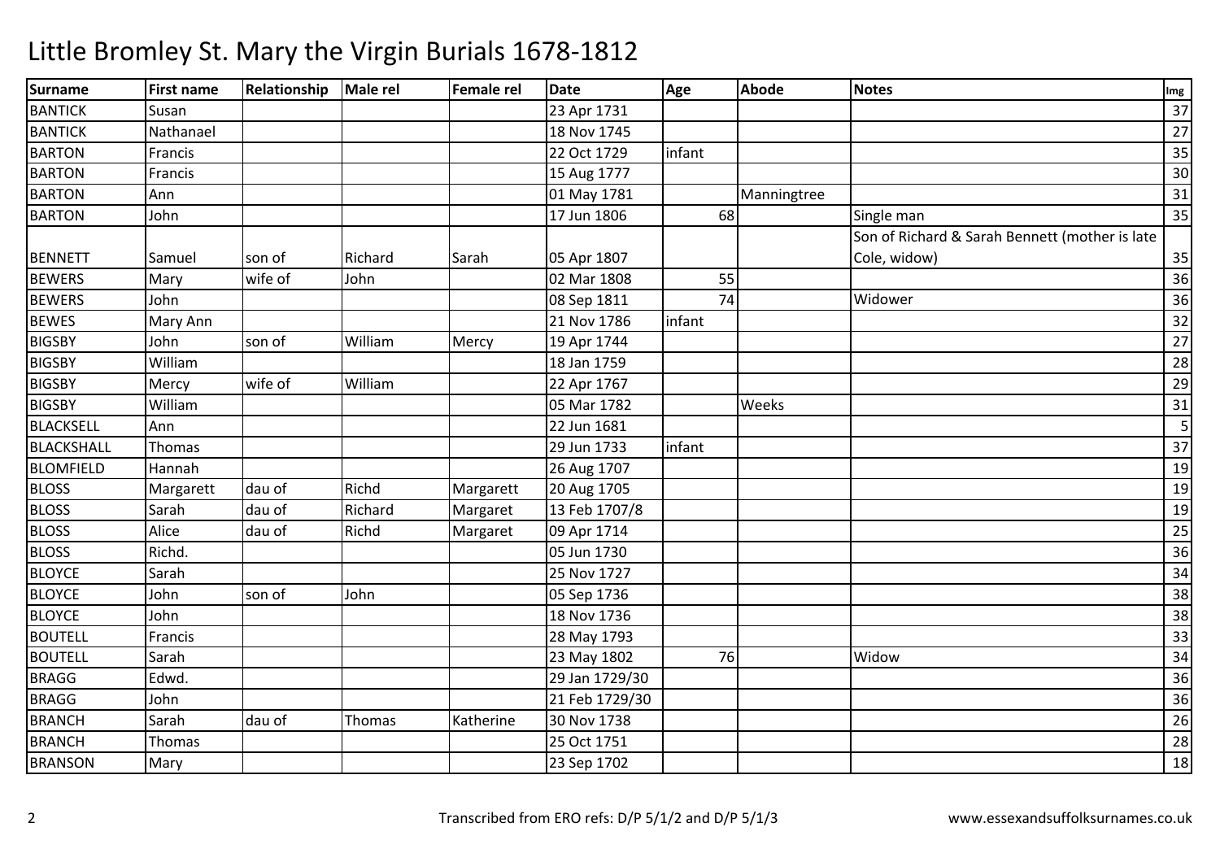# Little Bromley St. Mary the Virgin Burials 1678-1812

| Surname | First name | Relationship | Male rel | Female rel | Date | Age | Abode | Notes | Img |
|---|---|---|---|---|---|---|---|---|---|
| BANTICK | Susan | | | | 23 Apr 1731 | | | | 37 |
| BANTICK | Nathanael | | | | 18 Nov 1745 | | | | 27 |
| BARTON | Francis | | | | 22 Oct 1729 | infant | | | 35 |
| BARTON | Francis | | | | 15 Aug 1777 | | | | 30 |
| BARTON | Ann | | | | 01 May 1781 | | Manningtree | | 31 |
| BARTON | John | | | | 17 Jun 1806 | 68 | | Single man | 35 |
| BENNETT | Samuel | son of | Richard | Sarah | 05 Apr 1807 | | | Son of Richard & Sarah Bennett (mother is late Cole, widow) | 35 |
| BEWERS | Mary | wife of | John | | 02 Mar 1808 | 55 | | | 36 |
| BEWERS | John | | | | 08 Sep 1811 | 74 | | Widower | 36 |
| BEWES | Mary Ann | | | | 21 Nov 1786 | infant | | | 32 |
| BIGSBY | John | son of | William | Mercy | 19 Apr 1744 | | | | 27 |
| BIGSBY | William | | | | 18 Jan 1759 | | | | 28 |
| BIGSBY | Mercy | wife of | William | | 22 Apr 1767 | | | | 29 |
| BIGSBY | William | | | | 05 Mar 1782 | | Weeks | | 31 |
| BLACKSELL | Ann | | | | 22 Jun 1681 | | | | 5 |
| BLACKSHALL | Thomas | | | | 29 Jun 1733 | infant | | | 37 |
| BLOMFIELD | Hannah | | | | 26 Aug 1707 | | | | 19 |
| BLOSS | Margarett | dau of | Richd | Margarett | 20 Aug 1705 | | | | 19 |
| BLOSS | Sarah | dau of | Richard | Margaret | 13 Feb 1707/8 | | | | 19 |
| BLOSS | Alice | dau of | Richd | Margaret | 09 Apr 1714 | | | | 25 |
| BLOSS | Richd. | | | | 05 Jun 1730 | | | | 36 |
| BLOYCE | Sarah | | | | 25 Nov 1727 | | | | 34 |
| BLOYCE | John | son of | John | | 05 Sep 1736 | | | | 38 |
| BLOYCE | John | | | | 18 Nov 1736 | | | | 38 |
| BOUTELL | Francis | | | | 28 May 1793 | | | | 33 |
| BOUTELL | Sarah | | | | 23 May 1802 | 76 | | Widow | 34 |
| BRAGG | Edwd. | | | | 29 Jan 1729/30 | | | | 36 |
| BRAGG | John | | | | 21 Feb 1729/30 | | | | 36 |
| BRANCH | Sarah | dau of | Thomas | Katherine | 30 Nov 1738 | | | | 26 |
| BRANCH | Thomas | | | | 25 Oct 1751 | | | | 28 |
| BRANSON | Mary | | | | 23 Sep 1702 | | | | 18 |

Transcribed from ERO refs: D/P 5/1/2 and D/P 5/1/3

www.essexandsuffolksurnames.co.uk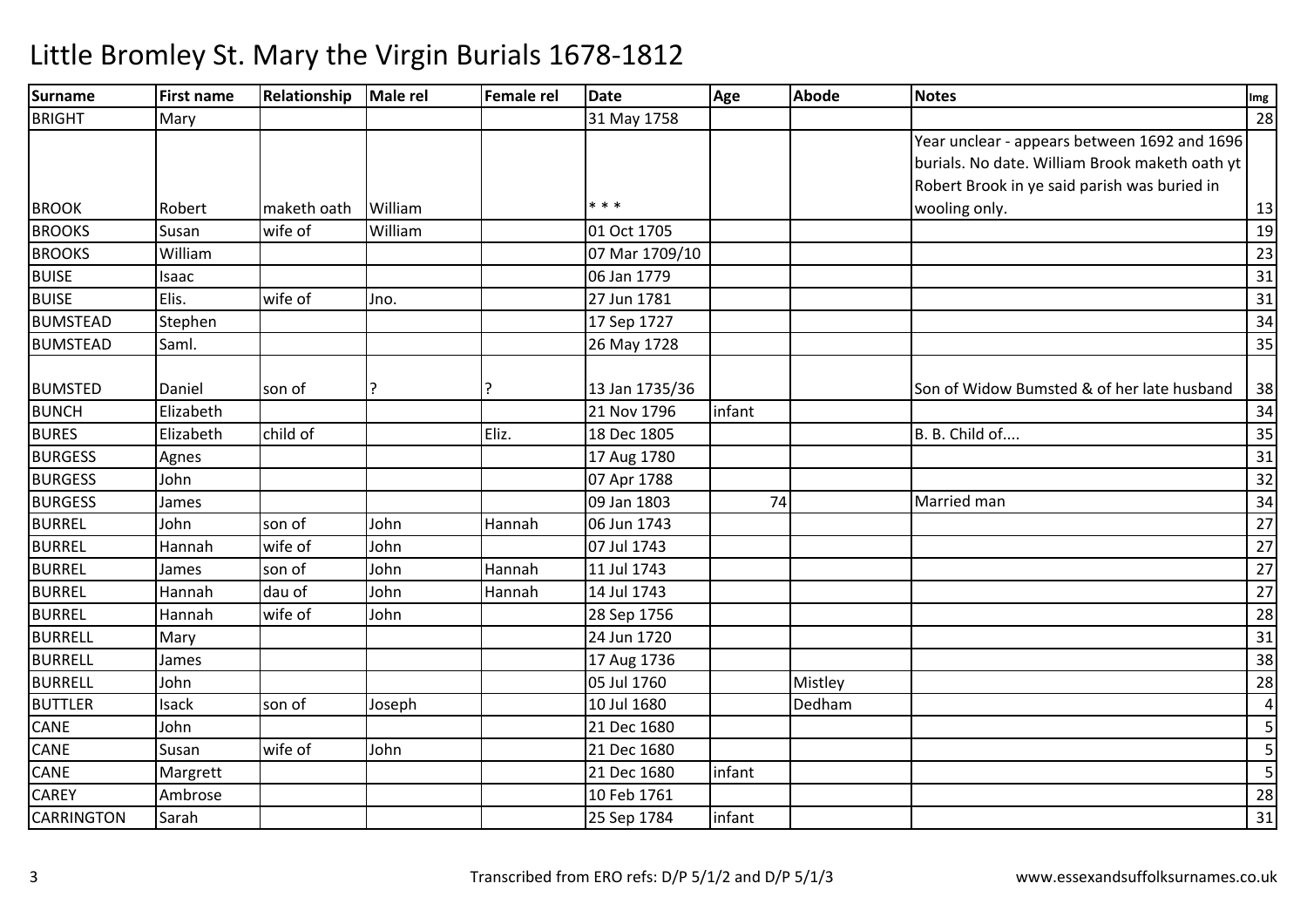# Little Bromley St. Mary the Virgin Burials 1678-1812

| Surname | First name | Relationship | Male rel | Female rel | Date | Age | Abode | Notes | Img |
|---|---|---|---|---|---|---|---|---|---|
| BRIGHT | Mary | | | | 31 May 1758 | | | | 28 |
| BROOK | Robert | maketh oath | William | | * * * | | | Year unclear - appears between 1692 and 1696 burials. No date. William Brook maketh oath yt Robert Brook in ye said parish was buried in wooling only. | 13 |
| BROOKS | Susan | wife of | William | | 01 Oct 1705 | | | | 19 |
| BROOKS | William | | | | 07 Mar 1709/10 | | | | 23 |
| BUISE | Isaac | | | | 06 Jan 1779 | | | | 31 |
| BUISE | Elis. | wife of | Jno. | | 27 Jun 1781 | | | | 31 |
| BUMSTEAD | Stephen | | | | 17 Sep 1727 | | | | 34 |
| BUMSTEAD | Saml. | | | | 26 May 1728 | | | | 35 |
| BUMSTED | Daniel | son of | ? | ? | 13 Jan 1735/36 | | | Son of Widow Bumsted & of her late husband | 38 |
| BUNCH | Elizabeth | | | | 21 Nov 1796 | infant | | | 34 |
| BURES | Elizabeth | child of | | Eliz. | 18 Dec 1805 | | | B. B. Child of.... | 35 |
| BURGESS | Agnes | | | | 17 Aug 1780 | | | | 31 |
| BURGESS | John | | | | 07 Apr 1788 | | | | 32 |
| BURGESS | James | | | | 09 Jan 1803 | 74 | | Married man | 34 |
| BURREL | John | son of | John | Hannah | 06 Jun 1743 | | | | 27 |
| BURREL | Hannah | wife of | John | | 07 Jul 1743 | | | | 27 |
| BURREL | James | son of | John | Hannah | 11 Jul 1743 | | | | 27 |
| BURREL | Hannah | dau of | John | Hannah | 14 Jul 1743 | | | | 27 |
| BURREL | Hannah | wife of | John | | 28 Sep 1756 | | | | 28 |
| BURRELL | Mary | | | | 24 Jun 1720 | | | | 31 |
| BURRELL | James | | | | 17 Aug 1736 | | | | 38 |
| BURRELL | John | | | | 05 Jul 1760 | | Mistley | | 28 |
| BUTTLER | Isack | son of | Joseph | | 10 Jul 1680 | | Dedham | | 4 |
| CANE | John | | | | 21 Dec 1680 | | | | 5 |
| CANE | Susan | wife of | John | | 21 Dec 1680 | | | | 5 |
| CANE | Margrett | | | | 21 Dec 1680 | infant | | | 5 |
| CAREY | Ambrose | | | | 10 Feb 1761 | | | | 28 |
| CARRINGTON | Sarah | | | | 25 Sep 1784 | infant | | | 31 |

Transcribed from ERO refs: D/P 5/1/2 and D/P 5/1/3

www.essexandsuffolksurnames.co.uk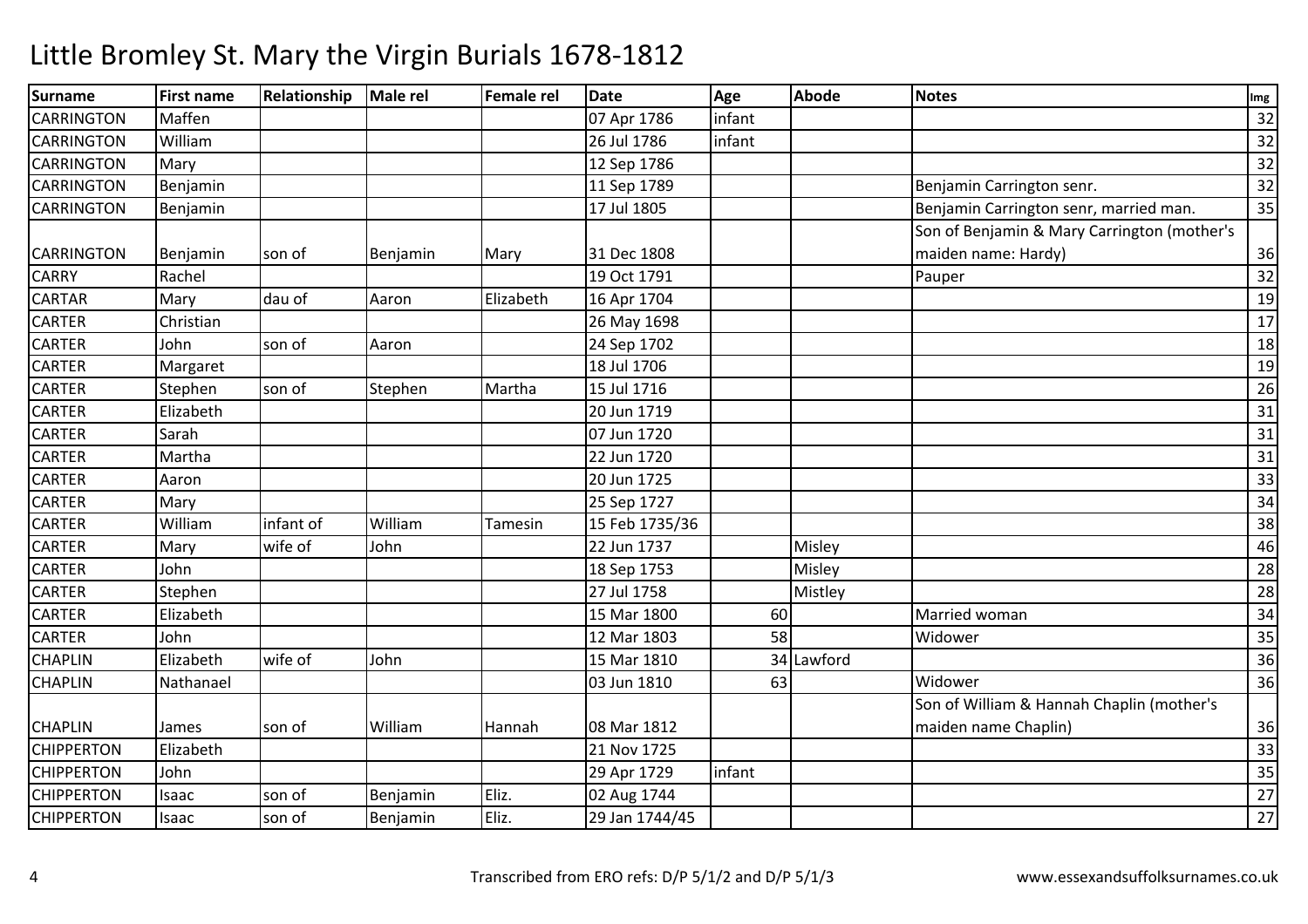# Little Bromley St. Mary the Virgin Burials 1678-1812

| Surname | First name | Relationship | Male rel | Female rel | Date | Age | Abode | Notes | Img |
|---|---|---|---|---|---|---|---|---|---|
| CARRINGTON | Maffen | | | | 07 Apr 1786 | infant | | | 32 |
| CARRINGTON | William | | | | 26 Jul 1786 | infant | | | 32 |
| CARRINGTON | Mary | | | | 12 Sep 1786 | | | | 32 |
| CARRINGTON | Benjamin | | | | 11 Sep 1789 | | | Benjamin Carrington senr. | 32 |
| CARRINGTON | Benjamin | | | | 17 Jul 1805 | | | Benjamin Carrington senr, married man. | 35 |
| CARRINGTON | Benjamin | son of | Benjamin | Mary | 31 Dec 1808 | | | Son of Benjamin & Mary Carrington (mother's maiden name: Hardy) | 36 |
| CARRY | Rachel | | | | 19 Oct 1791 | | | Pauper | 32 |
| CARTAR | Mary | dau of | Aaron | Elizabeth | 16 Apr 1704 | | | | 19 |
| CARTER | Christian | | | | 26 May 1698 | | | | 17 |
| CARTER | John | son of | Aaron | | 24 Sep 1702 | | | | 18 |
| CARTER | Margaret | | | | 18 Jul 1706 | | | | 19 |
| CARTER | Stephen | son of | Stephen | Martha | 15 Jul 1716 | | | | 26 |
| CARTER | Elizabeth | | | | 20 Jun 1719 | | | | 31 |
| CARTER | Sarah | | | | 07 Jun 1720 | | | | 31 |
| CARTER | Martha | | | | 22 Jun 1720 | | | | 31 |
| CARTER | Aaron | | | | 20 Jun 1725 | | | | 33 |
| CARTER | Mary | | | | 25 Sep 1727 | | | | 34 |
| CARTER | William | infant of | William | Tamesin | 15 Feb 1735/36 | | | | 38 |
| CARTER | Mary | wife of | John | | 22 Jun 1737 | | Misley | | 46 |
| CARTER | John | | | | 18 Sep 1753 | | Misley | | 28 |
| CARTER | Stephen | | | | 27 Jul 1758 | | Mistley | | 28 |
| CARTER | Elizabeth | | | | 15 Mar 1800 | 60 | | Married woman | 34 |
| CARTER | John | | | | 12 Mar 1803 | 58 | | Widower | 35 |
| CHAPLIN | Elizabeth | wife of | John | | 15 Mar 1810 | 34 | Lawford | | 36 |
| CHAPLIN | Nathanael | | | | 03 Jun 1810 | 63 | | Widower | 36 |
| CHAPLIN | James | son of | William | Hannah | 08 Mar 1812 | | | Son of William & Hannah Chaplin (mother's maiden name Chaplin) | 36 |
| CHIPPERTON | Elizabeth | | | | 21 Nov 1725 | | | | 33 |
| CHIPPERTON | John | | | | 29 Apr 1729 | infant | | | 35 |
| CHIPPERTON | Isaac | son of | Benjamin | Eliz. | 02 Aug 1744 | | | | 27 |
| CHIPPERTON | Isaac | son of | Benjamin | Eliz. | 29 Jan 1744/45 | | | | 27 |

Transcribed from ERO refs: D/P 5/1/2 and D/P 5/1/3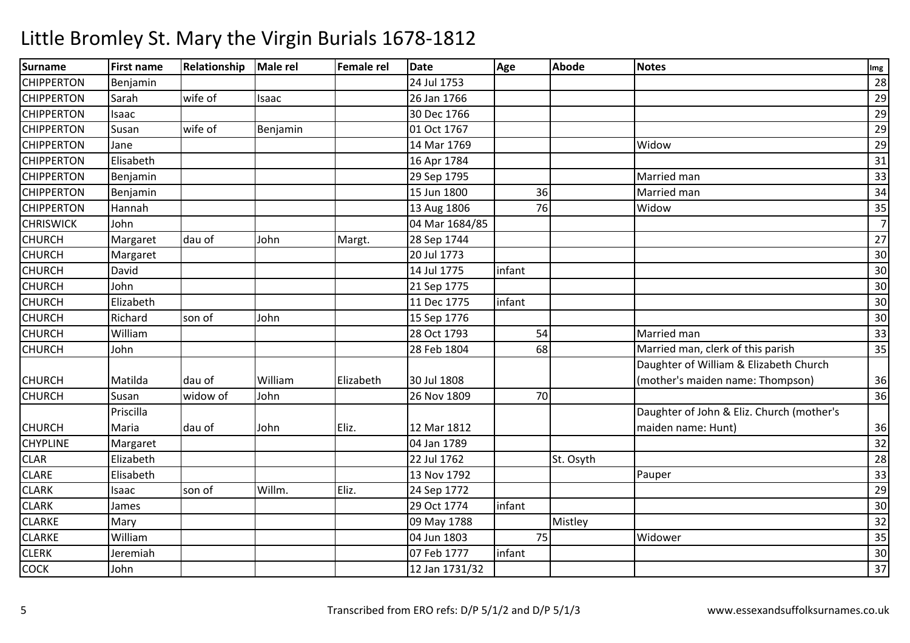# Little Bromley St. Mary the Virgin Burials 1678-1812

| Surname | First name | Relationship | Male rel | Female rel | Date | Age | Abode | Notes | Img |
|---|---|---|---|---|---|---|---|---|---|
| CHIPPERTON | Benjamin | | | | 24 Jul 1753 | | | | 28 |
| CHIPPERTON | Sarah | wife of | Isaac | | 26 Jan 1766 | | | | 29 |
| CHIPPERTON | Isaac | | | | 30 Dec 1766 | | | | 29 |
| CHIPPERTON | Susan | wife of | Benjamin | | 01 Oct 1767 | | | | 29 |
| CHIPPERTON | Jane | | | | 14 Mar 1769 | | | Widow | 29 |
| CHIPPERTON | Elisabeth | | | | 16 Apr 1784 | | | | 31 |
| CHIPPERTON | Benjamin | | | | 29 Sep 1795 | | | Married man | 33 |
| CHIPPERTON | Benjamin | | | | 15 Jun 1800 | 36 | | Married man | 34 |
| CHIPPERTON | Hannah | | | | 13 Aug 1806 | 76 | | Widow | 35 |
| CHRISWICK | John | | | | 04 Mar 1684/85 | | | | 7 |
| CHURCH | Margaret | dau of | John | Margt. | 28 Sep 1744 | | | | 27 |
| CHURCH | Margaret | | | | 20 Jul 1773 | | | | 30 |
| CHURCH | David | | | | 14 Jul 1775 | infant | | | 30 |
| CHURCH | John | | | | 21 Sep 1775 | | | | 30 |
| CHURCH | Elizabeth | | | | 11 Dec 1775 | infant | | | 30 |
| CHURCH | Richard | son of | John | | 15 Sep 1776 | | | | 30 |
| CHURCH | William | | | | 28 Oct 1793 | 54 | | Married man | 33 |
| CHURCH | John | | | | 28 Feb 1804 | 68 | | Married man, clerk of this parish | 35 |
| CHURCH | Matilda | dau of | William | Elizabeth | 30 Jul 1808 | | | Daughter of William & Elizabeth Church (mother's maiden name: Thompson) | 36 |
| CHURCH | Susan | widow of | John | | 26 Nov 1809 | 70 | | | 36 |
| CHURCH | Priscilla Maria | dau of | John | Eliz. | 12 Mar 1812 | | | Daughter of John & Eliz. Church (mother's maiden name: Hunt) | 36 |
| CHYPLINE | Margaret | | | | 04 Jan 1789 | | | | 32 |
| CLAR | Elizabeth | | | | 22 Jul 1762 | | St. Osyth | | 28 |
| CLARE | Elisabeth | | | | 13 Nov 1792 | | | Pauper | 33 |
| CLARK | Isaac | son of | Willm. | Eliz. | 24 Sep 1772 | | | | 29 |
| CLARK | James | | | | 29 Oct 1774 | infant | | | 30 |
| CLARKE | Mary | | | | 09 May 1788 | | Mistley | | 32 |
| CLARKE | William | | | | 04 Jun 1803 | 75 | | Widower | 35 |
| CLERK | Jeremiah | | | | 07 Feb 1777 | infant | | | 30 |
| COCK | John | | | | 12 Jan 1731/32 | | | | 37 |

Transcribed from ERO refs: D/P 5/1/2 and D/P 5/1/3

www.essexandsuffolksurnames.co.uk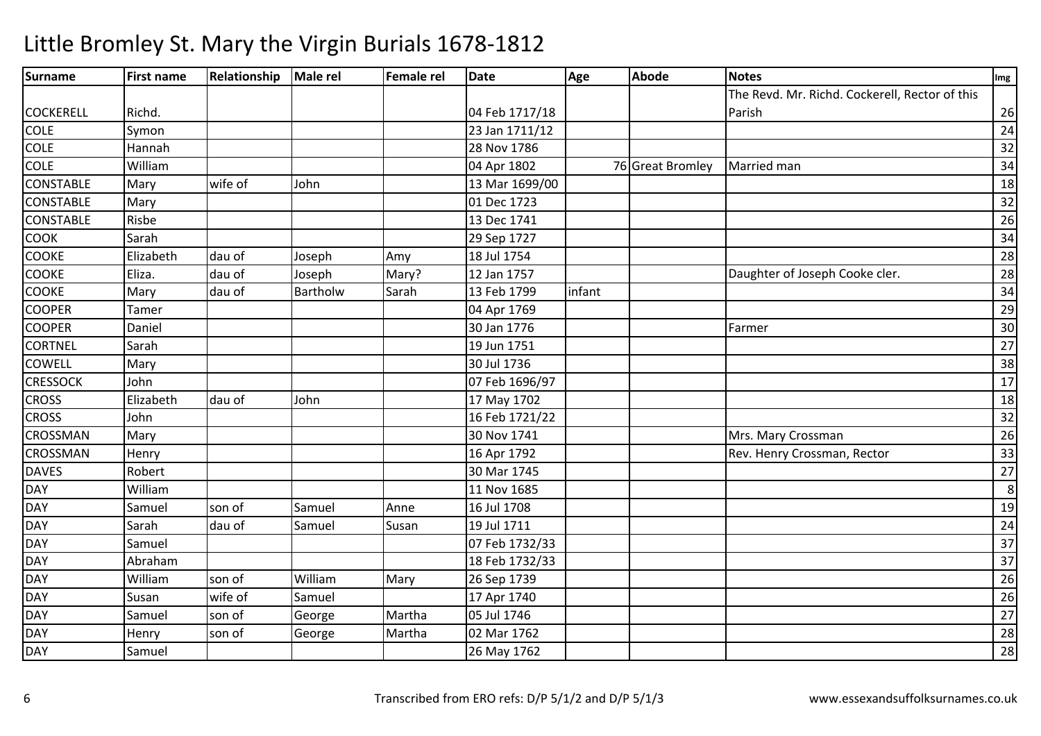# Little Bromley St. Mary the Virgin Burials 1678-1812

| Surname | First name | Relationship | Male rel | Female rel | Date | Age | Abode | Notes | Img |
|---|---|---|---|---|---|---|---|---|---|
| COCKERELL | Richd. | | | | 04 Feb 1717/18 | | | The Revd. Mr. Richd. Cockerell, Rector of this Parish | 26 |
| COLE | Symon | | | | 23 Jan 1711/12 | | | | 24 |
| COLE | Hannah | | | | 28 Nov 1786 | | | | 32 |
| COLE | William | | | | 04 Apr 1802 | 76 | Great Bromley | Married man | 34 |
| CONSTABLE | Mary | wife of | John | | 13 Mar 1699/00 | | | | 18 |
| CONSTABLE | Mary | | | | 01 Dec 1723 | | | | 32 |
| CONSTABLE | Risbe | | | | 13 Dec 1741 | | | | 26 |
| COOK | Sarah | | | | 29 Sep 1727 | | | | 34 |
| COOKE | Elizabeth | dau of | Joseph | Amy | 18 Jul 1754 | | | | 28 |
| COOKE | Eliza. | dau of | Joseph | Mary? | 12 Jan 1757 | | | Daughter of Joseph Cooke cler. | 28 |
| COOKE | Mary | dau of | Bartholw | Sarah | 13 Feb 1799 | infant | | | 34 |
| COOPER | Tamer | | | | 04 Apr 1769 | | | | 29 |
| COOPER | Daniel | | | | 30 Jan 1776 | | | Farmer | 30 |
| CORTNEL | Sarah | | | | 19 Jun 1751 | | | | 27 |
| COWELL | Mary | | | | 30 Jul 1736 | | | | 38 |
| CRESSOCK | John | | | | 07 Feb 1696/97 | | | | 17 |
| CROSS | Elizabeth | dau of | John | | 17 May 1702 | | | | 18 |
| CROSS | John | | | | 16 Feb 1721/22 | | | | 32 |
| CROSSMAN | Mary | | | | 30 Nov 1741 | | | Mrs. Mary Crossman | 26 |
| CROSSMAN | Henry | | | | 16 Apr 1792 | | | Rev. Henry Crossman, Rector | 33 |
| DAVES | Robert | | | | 30 Mar 1745 | | | | 27 |
| DAY | William | | | | 11 Nov 1685 | | | | 8 |
| DAY | Samuel | son of | Samuel | Anne | 16 Jul 1708 | | | | 19 |
| DAY | Sarah | dau of | Samuel | Susan | 19 Jul 1711 | | | | 24 |
| DAY | Samuel | | | | 07 Feb 1732/33 | | | | 37 |
| DAY | Abraham | | | | 18 Feb 1732/33 | | | | 37 |
| DAY | William | son of | William | Mary | 26 Sep 1739 | | | | 26 |
| DAY | Susan | wife of | Samuel | | 17 Apr 1740 | | | | 26 |
| DAY | Samuel | son of | George | Martha | 05 Jul 1746 | | | | 27 |
| DAY | Henry | son of | George | Martha | 02 Mar 1762 | | | | 28 |
| DAY | Samuel | | | | 26 May 1762 | | | | 28 |

Transcribed from ERO refs: D/P 5/1/2 and D/P 5/1/3

www.essexandsuffolksurnames.co.uk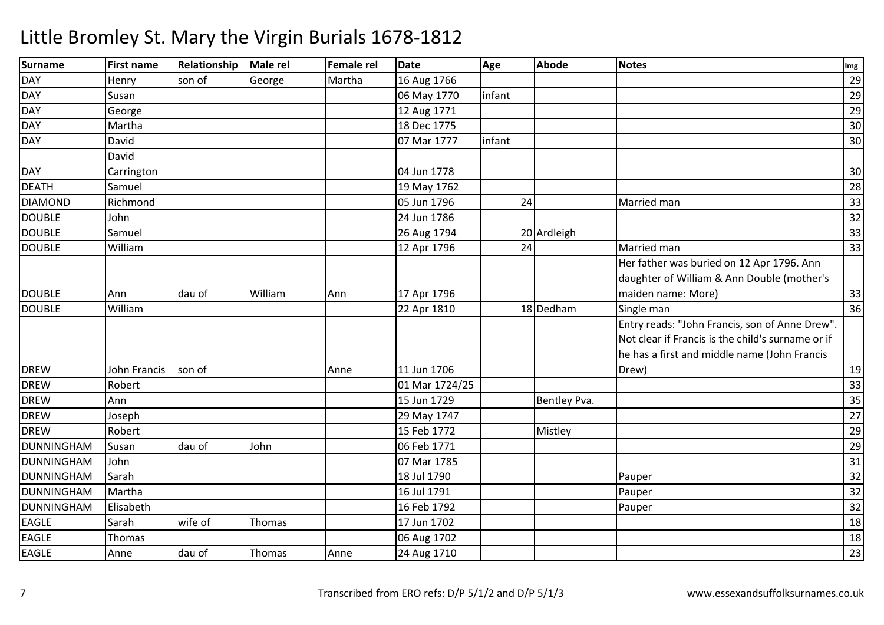# Little Bromley St. Mary the Virgin Burials 1678-1812

| Surname | First name | Relationship | Male rel | Female rel | Date | Age | Abode | Notes | Img |
|---|---|---|---|---|---|---|---|---|---|
| DAY | Henry | son of | George | Martha | 16 Aug 1766 | | | | 29 |
| DAY | Susan | | | | 06 May 1770 | infant | | | 29 |
| DAY | George | | | | 12 Aug 1771 | | | | 29 |
| DAY | Martha | | | | 18 Dec 1775 | | | | 30 |
| DAY | David | | | | 07 Mar 1777 | infant | | | 30 |
| DAY | David Carrington | | | | 04 Jun 1778 | | | | 30 |
| DEATH | Samuel | | | | 19 May 1762 | | | | 28 |
| DIAMOND | Richmond | | | | 05 Jun 1796 | 24 | | Married man | 33 |
| DOUBLE | John | | | | 24 Jun 1786 | | | | 32 |
| DOUBLE | Samuel | | | | 26 Aug 1794 | 20 | Ardleigh | | 33 |
| DOUBLE | William | | | | 12 Apr 1796 | 24 | | Married man | 33 |
| DOUBLE | Ann | dau of | William | Ann | 17 Apr 1796 | | | Her father was buried on 12 Apr 1796. Ann daughter of William & Ann Double (mother's maiden name: More) | 33 |
| DOUBLE | William | | | | 22 Apr 1810 | 18 | Dedham | Single man | 36 |
| DREW | John Francis | son of | | Anne | 11 Jun 1706 | | | Entry reads: "John Francis, son of Anne Drew". Not clear if Francis is the child's surname or if he has a first and middle name (John Francis Drew) | 19 |
| DREW | Robert | | | | 01 Mar 1724/25 | | | | 33 |
| DREW | Ann | | | | 15 Jun 1729 | | Bentley Pva. | | 35 |
| DREW | Joseph | | | | 29 May 1747 | | | | 27 |
| DREW | Robert | | | | 15 Feb 1772 | | Mistley | | 29 |
| DUNNINGHAM | Susan | dau of | John | | 06 Feb 1771 | | | | 29 |
| DUNNINGHAM | John | | | | 07 Mar 1785 | | | | 31 |
| DUNNINGHAM | Sarah | | | | 18 Jul 1790 | | | Pauper | 32 |
| DUNNINGHAM | Martha | | | | 16 Jul 1791 | | | Pauper | 32 |
| DUNNINGHAM | Elisabeth | | | | 16 Feb 1792 | | | Pauper | 32 |
| EAGLE | Sarah | wife of | Thomas | | 17 Jun 1702 | | | | 18 |
| EAGLE | Thomas | | | | 06 Aug 1702 | | | | 18 |
| EAGLE | Anne | dau of | Thomas | Anne | 24 Aug 1710 | | | | 23 |

Transcribed from ERO refs: D/P 5/1/2 and D/P 5/1/3

www.essexandsuffolksurnames.co.uk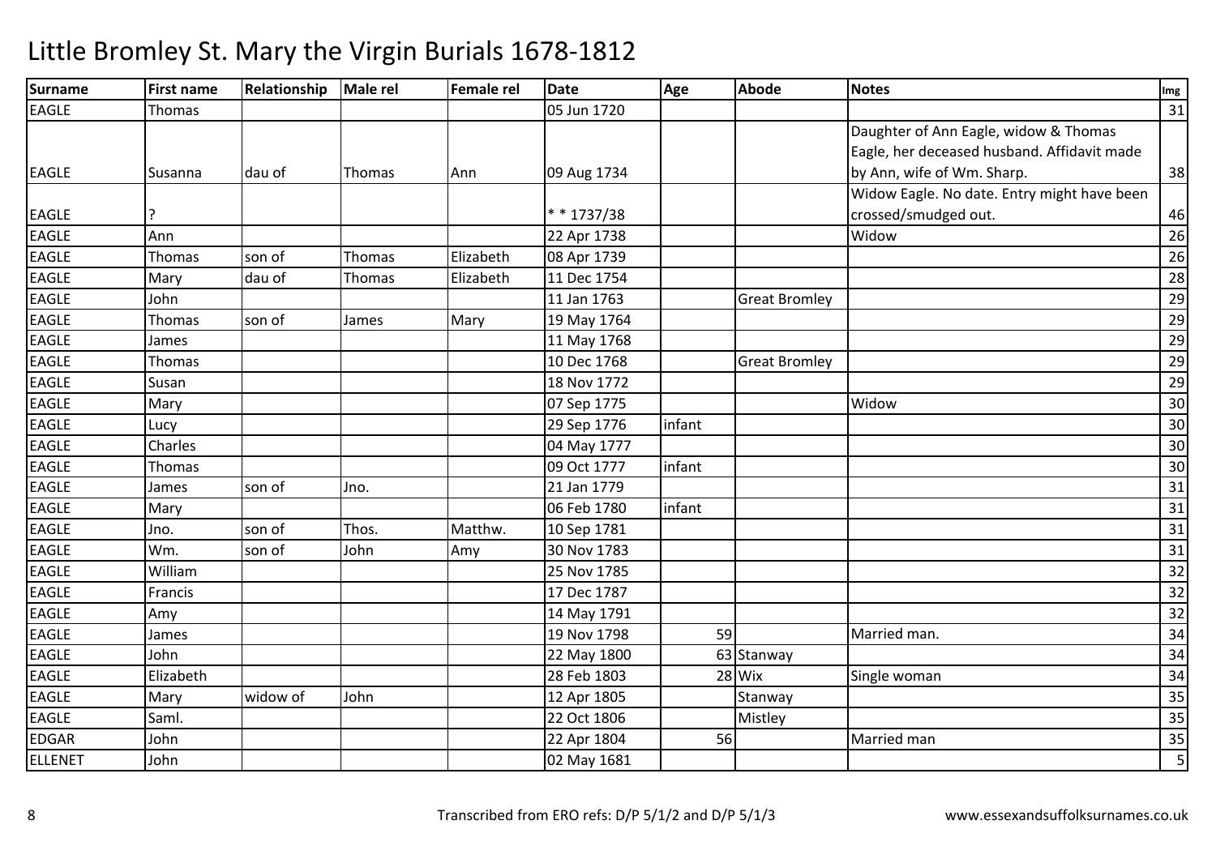# Little Bromley St. Mary the Virgin Burials 1678-1812

| Surname | First name | Relationship | Male rel | Female rel | Date | Age | Abode | Notes | Img |
|---|---|---|---|---|---|---|---|---|---|
| EAGLE | Thomas | | | | 05 Jun 1720 | | | | 31 |
| EAGLE | Susanna | dau of | Thomas | Ann | 09 Aug 1734 | | | Daughter of Ann Eagle, widow & Thomas Eagle, her deceased husband. Affidavit made by Ann, wife of Wm. Sharp. | 38 |
| EAGLE | ? | | | | * * 1737/38 | | | Widow Eagle. No date. Entry might have been crossed/smudged out. | 46 |
| EAGLE | Ann | | | | 22 Apr 1738 | | | Widow | 26 |
| EAGLE | Thomas | son of | Thomas | Elizabeth | 08 Apr 1739 | | | | 26 |
| EAGLE | Mary | dau of | Thomas | Elizabeth | 11 Dec 1754 | | | | 28 |
| EAGLE | John | | | | 11 Jan 1763 | | Great Bromley | | 29 |
| EAGLE | Thomas | son of | James | Mary | 19 May 1764 | | | | 29 |
| EAGLE | James | | | | 11 May 1768 | | | | 29 |
| EAGLE | Thomas | | | | 10 Dec 1768 | | Great Bromley | | 29 |
| EAGLE | Susan | | | | 18 Nov 1772 | | | | 29 |
| EAGLE | Mary | | | | 07 Sep 1775 | | | Widow | 30 |
| EAGLE | Lucy | | | | 29 Sep 1776 | infant | | | 30 |
| EAGLE | Charles | | | | 04 May 1777 | | | | 30 |
| EAGLE | Thomas | | | | 09 Oct 1777 | infant | | | 30 |
| EAGLE | James | son of | Jno. | | 21 Jan 1779 | | | | 31 |
| EAGLE | Mary | | | | 06 Feb 1780 | infant | | | 31 |
| EAGLE | Jno. | son of | Thos. | Matthw. | 10 Sep 1781 | | | | 31 |
| EAGLE | Wm. | son of | John | Amy | 30 Nov 1783 | | | | 31 |
| EAGLE | William | | | | 25 Nov 1785 | | | | 32 |
| EAGLE | Francis | | | | 17 Dec 1787 | | | | 32 |
| EAGLE | Amy | | | | 14 May 1791 | | | | 32 |
| EAGLE | James | | | | 19 Nov 1798 | 59 | | Married man. | 34 |
| EAGLE | John | | | | 22 May 1800 | 63 | Stanway | | 34 |
| EAGLE | Elizabeth | | | | 28 Feb 1803 | 28 | Wix | Single woman | 34 |
| EAGLE | Mary | widow of | John | | 12 Apr 1805 | | Stanway | | 35 |
| EAGLE | Saml. | | | | 22 Oct 1806 | | Mistley | | 35 |
| EDGAR | John | | | | 22 Apr 1804 | 56 | | Married man | 35 |
| ELLENET | John | | | | 02 May 1681 | | | | 5 |

Transcribed from ERO refs: D/P 5/1/2 and D/P 5/1/3 www.essexandsuffolksurnames.co.uk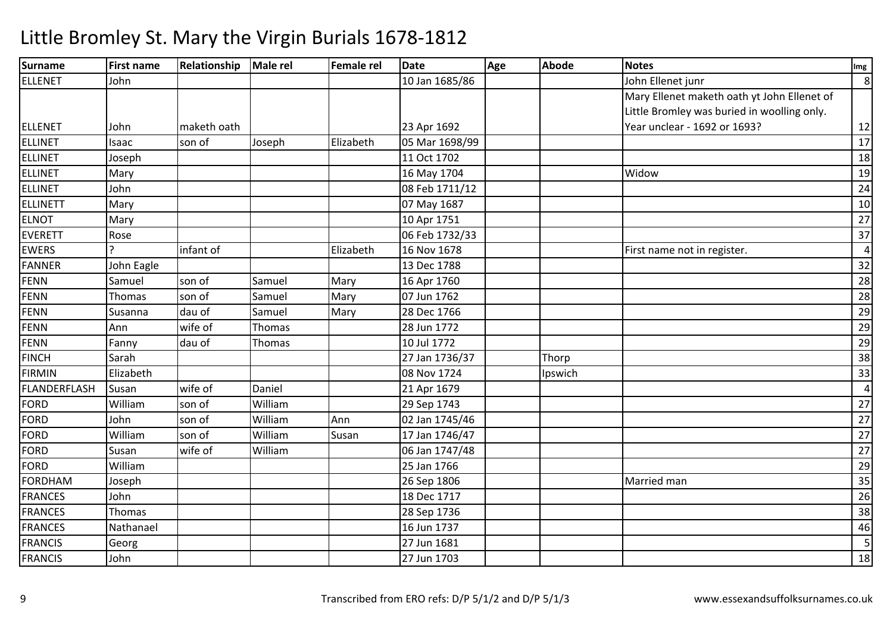# Little Bromley St. Mary the Virgin Burials 1678-1812

| Surname | First name | Relationship | Male rel | Female rel | Date | Age | Abode | Notes | Img |
|---|---|---|---|---|---|---|---|---|---|
| ELLENET | John | | | | 10 Jan 1685/86 | | | John Ellenet junr | 8 |
| ELLENET | John | maketh oath | | | 23 Apr 1692 | | | Mary Ellenet maketh oath yt John Ellenet of Little Bromley was buried in woolling only. Year unclear - 1692 or 1693? | 12 |
| ELLINET | Isaac | son of | Joseph | Elizabeth | 05 Mar 1698/99 | | | | 17 |
| ELLINET | Joseph | | | | 11 Oct 1702 | | | | 18 |
| ELLINET | Mary | | | | 16 May 1704 | | | Widow | 19 |
| ELLINET | John | | | | 08 Feb 1711/12 | | | | 24 |
| ELLINETT | Mary | | | | 07 May 1687 | | | | 10 |
| ELNOT | Mary | | | | 10 Apr 1751 | | | | 27 |
| EVERETT | Rose | | | | 06 Feb 1732/33 | | | | 37 |
| EWERS | ? | infant of | | Elizabeth | 16 Nov 1678 | | | First name not in register. | 4 |
| FANNER | John Eagle | | | | 13 Dec 1788 | | | | 32 |
| FENN | Samuel | son of | Samuel | Mary | 16 Apr 1760 | | | | 28 |
| FENN | Thomas | son of | Samuel | Mary | 07 Jun 1762 | | | | 28 |
| FENN | Susanna | dau of | Samuel | Mary | 28 Dec 1766 | | | | 29 |
| FENN | Ann | wife of | Thomas | | 28 Jun 1772 | | | | 29 |
| FENN | Fanny | dau of | Thomas | | 10 Jul 1772 | | | | 29 |
| FINCH | Sarah | | | | 27 Jan 1736/37 | | Thorp | | 38 |
| FIRMIN | Elizabeth | | | | 08 Nov 1724 | | Ipswich | | 33 |
| FLANDERFLASH | Susan | wife of | Daniel | | 21 Apr 1679 | | | | 4 |
| FORD | William | son of | William | | 29 Sep 1743 | | | | 27 |
| FORD | John | son of | William | Ann | 02 Jan 1745/46 | | | | 27 |
| FORD | William | son of | William | Susan | 17 Jan 1746/47 | | | | 27 |
| FORD | Susan | wife of | William | | 06 Jan 1747/48 | | | | 27 |
| FORD | William | | | | 25 Jan 1766 | | | | 29 |
| FORDHAM | Joseph | | | | 26 Sep 1806 | | | Married man | 35 |
| FRANCES | John | | | | 18 Dec 1717 | | | | 26 |
| FRANCES | Thomas | | | | 28 Sep 1736 | | | | 38 |
| FRANCES | Nathanael | | | | 16 Jun 1737 | | | | 46 |
| FRANCIS | Georg | | | | 27 Jun 1681 | | | | 5 |
| FRANCIS | John | | | | 27 Jun 1703 | | | | 18 |

Transcribed from ERO refs: D/P 5/1/2 and D/P 5/1/3 www.essexandsuffolksurnames.co.uk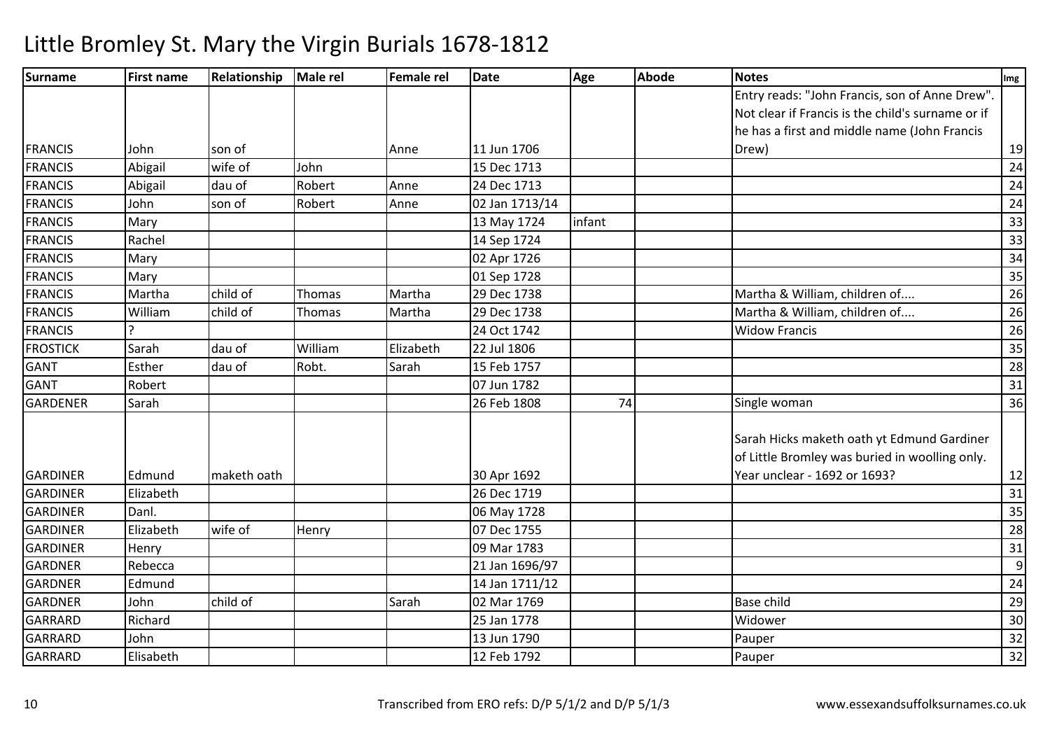# Little Bromley St. Mary the Virgin Burials 1678-1812

| Surname | First name | Relationship | Male rel | Female rel | Date | Age | Abode | Notes | Img |
|---|---|---|---|---|---|---|---|---|---|
| FRANCIS | John | son of | | Anne | 11 Jun 1706 | | | Entry reads: "John Francis, son of Anne Drew". Not clear if Francis is the child's surname or if he has a first and middle name (John Francis Drew) | 19 |
| FRANCIS | Abigail | wife of | John | | 15 Dec 1713 | | | | 24 |
| FRANCIS | Abigail | dau of | Robert | Anne | 24 Dec 1713 | | | | 24 |
| FRANCIS | John | son of | Robert | Anne | 02 Jan 1713/14 | | | | 24 |
| FRANCIS | Mary | | | | 13 May 1724 | infant | | | 33 |
| FRANCIS | Rachel | | | | 14 Sep 1724 | | | | 33 |
| FRANCIS | Mary | | | | 02 Apr 1726 | | | | 34 |
| FRANCIS | Mary | | | | 01 Sep 1728 | | | | 35 |
| FRANCIS | Martha | child of | Thomas | Martha | 29 Dec 1738 | | | Martha & William, children of.... | 26 |
| FRANCIS | William | child of | Thomas | Martha | 29 Dec 1738 | | | Martha & William, children of.... | 26 |
| FRANCIS | ? | | | | 24 Oct 1742 | | | Widow Francis | 26 |
| FROSTICK | Sarah | dau of | William | Elizabeth | 22 Jul 1806 | | | | 35 |
| GANT | Esther | dau of | Robt. | Sarah | 15 Feb 1757 | | | | 28 |
| GANT | Robert | | | | 07 Jun 1782 | | | | 31 |
| GARDENER | Sarah | | | | 26 Feb 1808 | 74 | | Single woman | 36 |
| GARDINER | Edmund | maketh oath | | | 30 Apr 1692 | | | Sarah Hicks maketh oath yt Edmund Gardiner of Little Bromley was buried in woolling only. Year unclear - 1692 or 1693? | 12 |
| GARDINER | Elizabeth | | | | 26 Dec 1719 | | | | 31 |
| GARDINER | Danl. | | | | 06 May 1728 | | | | 35 |
| GARDINER | Elizabeth | wife of | Henry | | 07 Dec 1755 | | | | 28 |
| GARDINER | Henry | | | | 09 Mar 1783 | | | | 31 |
| GARDNER | Rebecca | | | | 21 Jan 1696/97 | | | | 9 |
| GARDNER | Edmund | | | | 14 Jan 1711/12 | | | | 24 |
| GARDNER | John | child of | | Sarah | 02 Mar 1769 | | | Base child | 29 |
| GARRARD | Richard | | | | 25 Jan 1778 | | | Widower | 30 |
| GARRARD | John | | | | 13 Jun 1790 | | | Pauper | 32 |
| GARRARD | Elisabeth | | | | 12 Feb 1792 | | | Pauper | 32 |

Transcribed from ERO refs: D/P 5/1/2 and D/P 5/1/3 — www.essexandsuffolksurnames.co.uk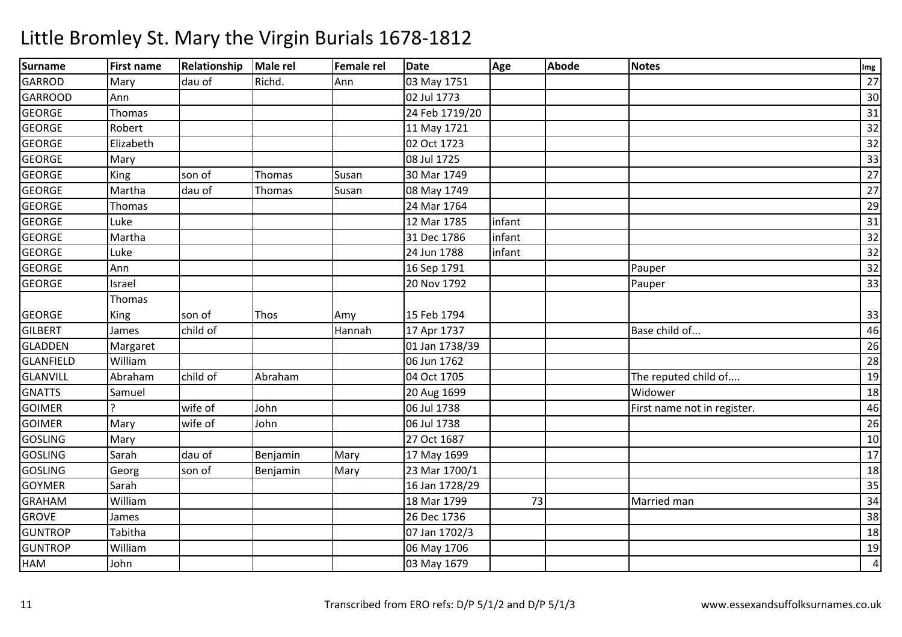# Little Bromley St. Mary the Virgin Burials 1678-1812

| Surname | First name | Relationship | Male rel | Female rel | Date | Age | Abode | Notes | Img |
|---|---|---|---|---|---|---|---|---|---|
| GARROD | Mary | dau of | Richd. | Ann | 03 May 1751 | | | | 27 |
| GARROOD | Ann | | | | 02 Jul 1773 | | | | 30 |
| GEORGE | Thomas | | | | 24 Feb 1719/20 | | | | 31 |
| GEORGE | Robert | | | | 11 May 1721 | | | | 32 |
| GEORGE | Elizabeth | | | | 02 Oct 1723 | | | | 32 |
| GEORGE | Mary | | | | 08 Jul 1725 | | | | 33 |
| GEORGE | King | son of | Thomas | Susan | 30 Mar 1749 | | | | 27 |
| GEORGE | Martha | dau of | Thomas | Susan | 08 May 1749 | | | | 27 |
| GEORGE | Thomas | | | | 24 Mar 1764 | | | | 29 |
| GEORGE | Luke | | | | 12 Mar 1785 | infant | | | 31 |
| GEORGE | Martha | | | | 31 Dec 1786 | infant | | | 32 |
| GEORGE | Luke | | | | 24 Jun 1788 | infant | | | 32 |
| GEORGE | Ann | | | | 16 Sep 1791 | | | Pauper | 32 |
| GEORGE | Israel | | | | 20 Nov 1792 | | | Pauper | 33 |
| GEORGE | Thomas King | son of | Thos | Amy | 15 Feb 1794 | | | | 33 |
| GILBERT | James | child of | | Hannah | 17 Apr 1737 | | | Base child of... | 46 |
| GLADDEN | Margaret | | | | 01 Jan 1738/39 | | | | 26 |
| GLANFIELD | William | | | | 06 Jun 1762 | | | | 28 |
| GLANVILL | Abraham | child of | Abraham | | 04 Oct 1705 | | | The reputed child of.... | 19 |
| GNATTS | Samuel | | | | 20 Aug 1699 | | | Widower | 18 |
| GOIMER | ? | wife of | John | | 06 Jul 1738 | | | First name not in register. | 46 |
| GOIMER | Mary | wife of | John | | 06 Jul 1738 | | | | 26 |
| GOSLING | Mary | | | | 27 Oct 1687 | | | | 10 |
| GOSLING | Sarah | dau of | Benjamin | Mary | 17 May 1699 | | | | 17 |
| GOSLING | Georg | son of | Benjamin | Mary | 23 Mar 1700/1 | | | | 18 |
| GOYMER | Sarah | | | | 16 Jan 1728/29 | | | | 35 |
| GRAHAM | William | | | | 18 Mar 1799 | 73 | | Married man | 34 |
| GROVE | James | | | | 26 Dec 1736 | | | | 38 |
| GUNTROP | Tabitha | | | | 07 Jan 1702/3 | | | | 18 |
| GUNTROP | William | | | | 06 May 1706 | | | | 19 |
| HAM | John | | | | 03 May 1679 | | | | 4 |

Transcribed from ERO refs: D/P 5/1/2 and D/P 5/1/3    www.essexandsuffolksurnames.co.uk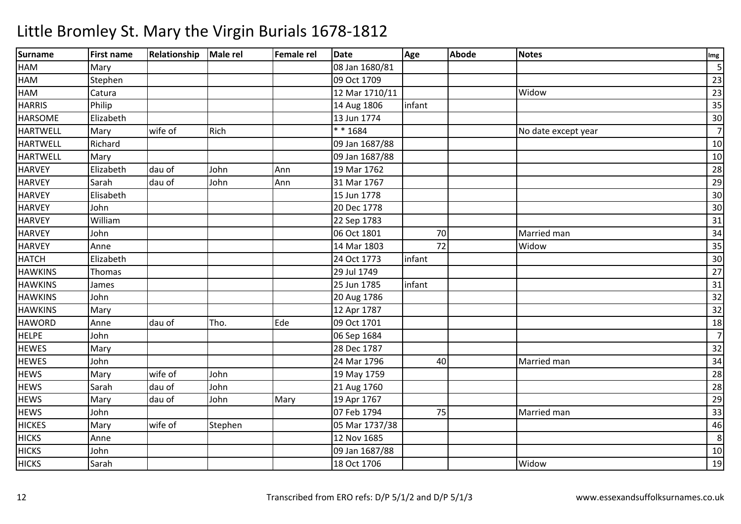# Little Bromley St. Mary the Virgin Burials 1678-1812

| Surname | First name | Relationship | Male rel | Female rel | Date | Age | Abode | Notes | Img |
|---|---|---|---|---|---|---|---|---|---|
| HAM | Mary | | | | 08 Jan 1680/81 | | | | 5 |
| HAM | Stephen | | | | 09 Oct 1709 | | | | 23 |
| HAM | Catura | | | | 12 Mar 1710/11 | | | Widow | 23 |
| HARRIS | Philip | | | | 14 Aug 1806 | infant | | | 35 |
| HARSOME | Elizabeth | | | | 13 Jun 1774 | | | | 30 |
| HARTWELL | Mary | wife of | Rich | | * * 1684 | | | No date except year | 7 |
| HARTWELL | Richard | | | | 09 Jan 1687/88 | | | | 10 |
| HARTWELL | Mary | | | | 09 Jan 1687/88 | | | | 10 |
| HARVEY | Elizabeth | dau of | John | Ann | 19 Mar 1762 | | | | 28 |
| HARVEY | Sarah | dau of | John | Ann | 31 Mar 1767 | | | | 29 |
| HARVEY | Elisabeth | | | | 15 Jun 1778 | | | | 30 |
| HARVEY | John | | | | 20 Dec 1778 | | | | 30 |
| HARVEY | William | | | | 22 Sep 1783 | | | | 31 |
| HARVEY | John | | | | 06 Oct 1801 | 70 | | Married man | 34 |
| HARVEY | Anne | | | | 14 Mar 1803 | 72 | | Widow | 35 |
| HATCH | Elizabeth | | | | 24 Oct 1773 | infant | | | 30 |
| HAWKINS | Thomas | | | | 29 Jul 1749 | | | | 27 |
| HAWKINS | James | | | | 25 Jun 1785 | infant | | | 31 |
| HAWKINS | John | | | | 20 Aug 1786 | | | | 32 |
| HAWKINS | Mary | | | | 12 Apr 1787 | | | | 32 |
| HAWORD | Anne | dau of | Tho. | Ede | 09 Oct 1701 | | | | 18 |
| HELPE | John | | | | 06 Sep 1684 | | | | 7 |
| HEWES | Mary | | | | 28 Dec 1787 | | | | 32 |
| HEWES | John | | | | 24 Mar 1796 | 40 | | Married man | 34 |
| HEWS | Mary | wife of | John | | 19 May 1759 | | | | 28 |
| HEWS | Sarah | dau of | John | | 21 Aug 1760 | | | | 28 |
| HEWS | Mary | dau of | John | Mary | 19 Apr 1767 | | | | 29 |
| HEWS | John | | | | 07 Feb 1794 | 75 | | Married man | 33 |
| HICKES | Mary | wife of | Stephen | | 05 Mar 1737/38 | | | | 46 |
| HICKS | Anne | | | | 12 Nov 1685 | | | | 8 |
| HICKS | John | | | | 09 Jan 1687/88 | | | | 10 |
| HICKS | Sarah | | | | 18 Oct 1706 | | | Widow | 19 |

Transcribed from ERO refs: D/P 5/1/2 and D/P 5/1/3

www.essexandsuffolksurnames.co.uk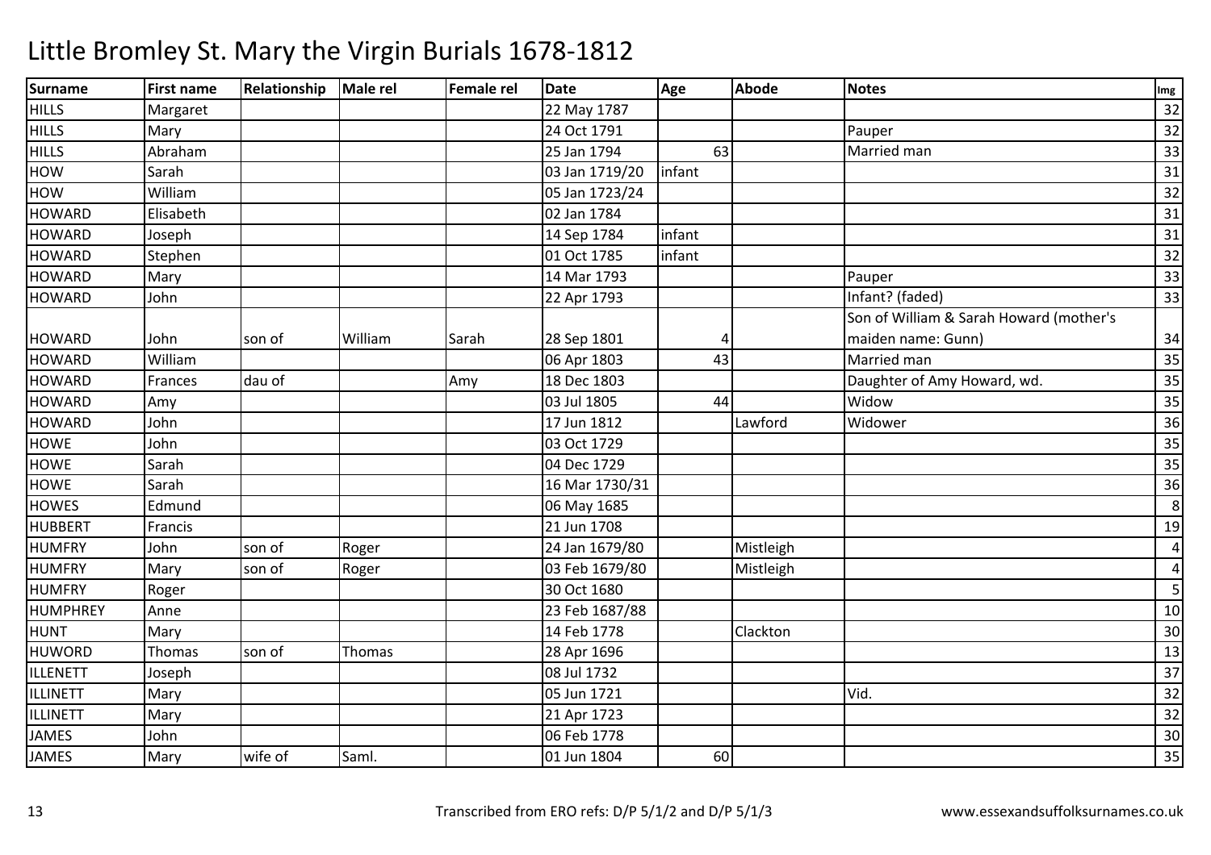# Little Bromley St. Mary the Virgin Burials 1678-1812

| Surname | First name | Relationship | Male rel | Female rel | Date | Age | Abode | Notes | Img |
|---|---|---|---|---|---|---|---|---|---|
| HILLS | Margaret | | | | 22 May 1787 | | | | 32 |
| HILLS | Mary | | | | 24 Oct 1791 | | | Pauper | 32 |
| HILLS | Abraham | | | | 25 Jan 1794 | 63 | | Married man | 33 |
| HOW | Sarah | | | | 03 Jan 1719/20 | infant | | | 31 |
| HOW | William | | | | 05 Jan 1723/24 | | | | 32 |
| HOWARD | Elisabeth | | | | 02 Jan 1784 | | | | 31 |
| HOWARD | Joseph | | | | 14 Sep 1784 | infant | | | 31 |
| HOWARD | Stephen | | | | 01 Oct 1785 | infant | | | 32 |
| HOWARD | Mary | | | | 14 Mar 1793 | | | Pauper | 33 |
| HOWARD | John | | | | 22 Apr 1793 | | | Infant? (faded) | 33 |
| HOWARD | John | son of | William | Sarah | 28 Sep 1801 | 4 | | Son of William & Sarah Howard (mother's maiden name: Gunn) | 34 |
| HOWARD | William | | | | 06 Apr 1803 | 43 | | Married man | 35 |
| HOWARD | Frances | dau of | | Amy | 18 Dec 1803 | | | Daughter of Amy Howard, wd. | 35 |
| HOWARD | Amy | | | | 03 Jul 1805 | 44 | | Widow | 35 |
| HOWARD | John | | | | 17 Jun 1812 | | Lawford | Widower | 36 |
| HOWE | John | | | | 03 Oct 1729 | | | | 35 |
| HOWE | Sarah | | | | 04 Dec 1729 | | | | 35 |
| HOWE | Sarah | | | | 16 Mar 1730/31 | | | | 36 |
| HOWES | Edmund | | | | 06 May 1685 | | | | 8 |
| HUBBERT | Francis | | | | 21 Jun 1708 | | | | 19 |
| HUMFRY | John | son of | Roger | | 24 Jan 1679/80 | | Mistleigh | | 4 |
| HUMFRY | Mary | son of | Roger | | 03 Feb 1679/80 | | Mistleigh | | 4 |
| HUMFRY | Roger | | | | 30 Oct 1680 | | | | 5 |
| HUMPHREY | Anne | | | | 23 Feb 1687/88 | | | | 10 |
| HUNT | Mary | | | | 14 Feb 1778 | | Clackton | | 30 |
| HUWORD | Thomas | son of | Thomas | | 28 Apr 1696 | | | | 13 |
| ILLENETT | Joseph | | | | 08 Jul 1732 | | | | 37 |
| ILLINETT | Mary | | | | 05 Jun 1721 | | | Vid. | 32 |
| ILLINETT | Mary | | | | 21 Apr 1723 | | | | 32 |
| JAMES | John | | | | 06 Feb 1778 | | | | 30 |
| JAMES | Mary | wife of | Saml. | | 01 Jun 1804 | 60 | | | 35 |

Transcribed from ERO refs: D/P 5/1/2 and D/P 5/1/3 www.essexandsuffolksurnames.co.uk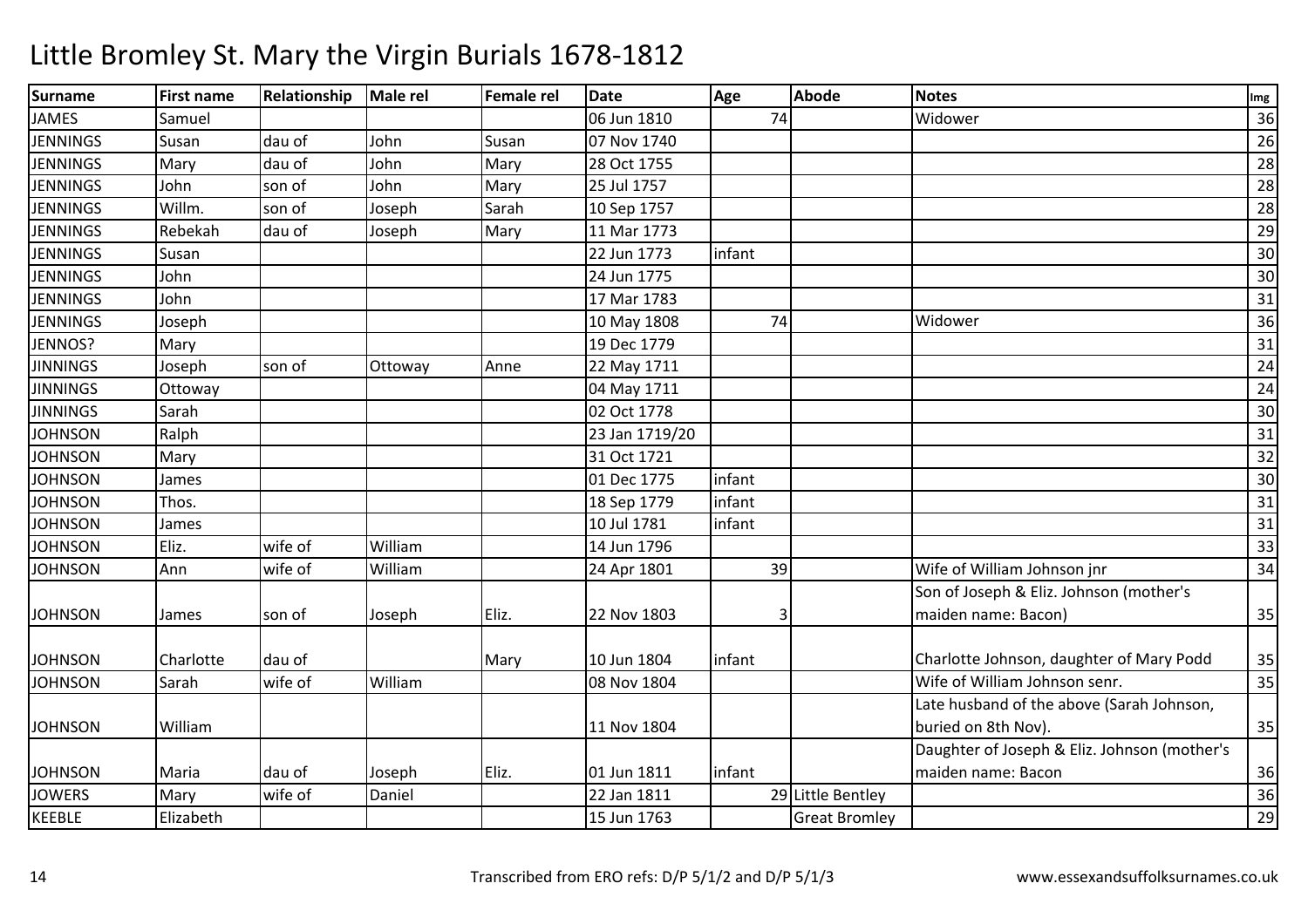# Little Bromley St. Mary the Virgin Burials 1678-1812

| Surname | First name | Relationship | Male rel | Female rel | Date | Age | Abode | Notes | Img |
|---|---|---|---|---|---|---|---|---|---|
| JAMES | Samuel | | | | 06 Jun 1810 | 74 | | Widower | 36 |
| JENNINGS | Susan | dau of | John | Susan | 07 Nov 1740 | | | | 26 |
| JENNINGS | Mary | dau of | John | Mary | 28 Oct 1755 | | | | 28 |
| JENNINGS | John | son of | John | Mary | 25 Jul 1757 | | | | 28 |
| JENNINGS | Willm. | son of | Joseph | Sarah | 10 Sep 1757 | | | | 28 |
| JENNINGS | Rebekah | dau of | Joseph | Mary | 11 Mar 1773 | | | | 29 |
| JENNINGS | Susan | | | | 22 Jun 1773 | infant | | | 30 |
| JENNINGS | John | | | | 24 Jun 1775 | | | | 30 |
| JENNINGS | John | | | | 17 Mar 1783 | | | | 31 |
| JENNINGS | Joseph | | | | 10 May 1808 | 74 | | Widower | 36 |
| JENNOS? | Mary | | | | 19 Dec 1779 | | | | 31 |
| JINNINGS | Joseph | son of | Ottoway | Anne | 22 May 1711 | | | | 24 |
| JINNINGS | Ottoway | | | | 04 May 1711 | | | | 24 |
| JINNINGS | Sarah | | | | 02 Oct 1778 | | | | 30 |
| JOHNSON | Ralph | | | | 23 Jan 1719/20 | | | | 31 |
| JOHNSON | Mary | | | | 31 Oct 1721 | | | | 32 |
| JOHNSON | James | | | | 01 Dec 1775 | infant | | | 30 |
| JOHNSON | Thos. | | | | 18 Sep 1779 | infant | | | 31 |
| JOHNSON | James | | | | 10 Jul 1781 | infant | | | 31 |
| JOHNSON | Eliz. | wife of | William | | 14 Jun 1796 | | | | 33 |
| JOHNSON | Ann | wife of | William | | 24 Apr 1801 | 39 | | Wife of William Johnson jnr | 34 |
| JOHNSON | James | son of | Joseph | Eliz. | 22 Nov 1803 | 3 | | Son of Joseph & Eliz. Johnson (mother's maiden name: Bacon) | 35 |
| JOHNSON | Charlotte | dau of | | Mary | 10 Jun 1804 | infant | | Charlotte Johnson, daughter of Mary Podd | 35 |
| JOHNSON | Sarah | wife of | William | | 08 Nov 1804 | | | Wife of William Johnson senr. | 35 |
| JOHNSON | William | | | | 11 Nov 1804 | | | Late husband of the above (Sarah Johnson, buried on 8th Nov). | 35 |
| JOHNSON | Maria | dau of | Joseph | Eliz. | 01 Jun 1811 | infant | | Daughter of Joseph & Eliz. Johnson (mother's maiden name: Bacon | 36 |
| JOWERS | Mary | wife of | Daniel | | 22 Jan 1811 | 29 | Little Bentley | | 36 |
| KEEBLE | Elizabeth | | | | 15 Jun 1763 | | Great Bromley | | 29 |

Transcribed from ERO refs: D/P 5/1/2 and D/P 5/1/3 www.essexandsuffolksurnames.co.uk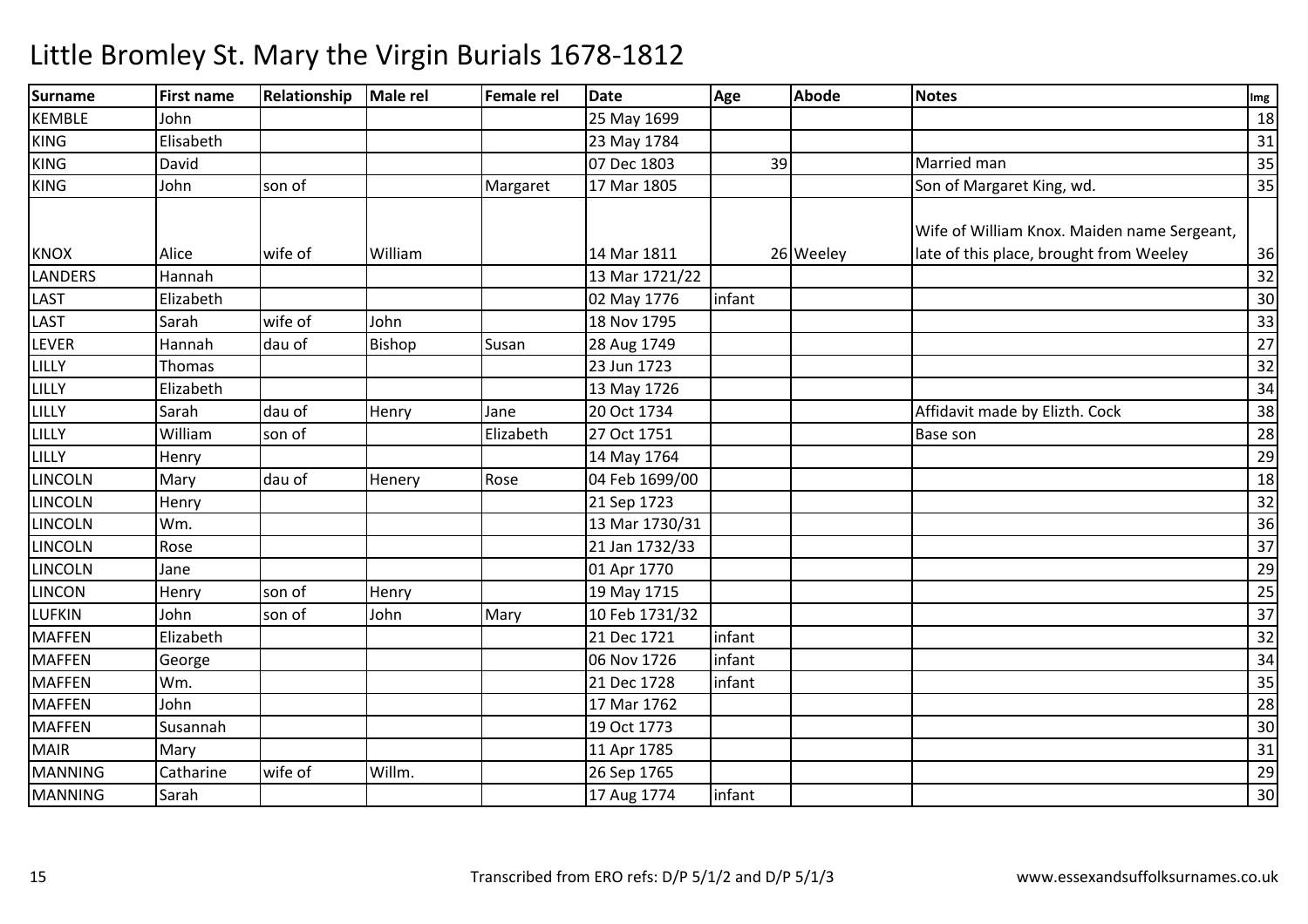# Little Bromley St. Mary the Virgin Burials 1678-1812

| Surname | First name | Relationship | Male rel | Female rel | Date | Age | Abode | Notes | Img |
|---|---|---|---|---|---|---|---|---|---|
| KEMBLE | John | | | | 25 May 1699 | | | | 18 |
| KING | Elisabeth | | | | 23 May 1784 | | | | 31 |
| KING | David | | | | 07 Dec 1803 | 39 | | Married man | 35 |
| KING | John | son of | | Margaret | 17 Mar 1805 | | | Son of Margaret King, wd. | 35 |
| KNOX | Alice | wife of | William | | 14 Mar 1811 | 26 | Weeley | Wife of William Knox. Maiden name Sergeant, late of this place, brought from Weeley | 36 |
| LANDERS | Hannah | | | | 13 Mar 1721/22 | | | | 32 |
| LAST | Elizabeth | | | | 02 May 1776 | infant | | | 30 |
| LAST | Sarah | wife of | John | | 18 Nov 1795 | | | | 33 |
| LEVER | Hannah | dau of | Bishop | Susan | 28 Aug 1749 | | | | 27 |
| LILLY | Thomas | | | | 23 Jun 1723 | | | | 32 |
| LILLY | Elizabeth | | | | 13 May 1726 | | | | 34 |
| LILLY | Sarah | dau of | Henry | Jane | 20 Oct 1734 | | | Affidavit made by Elizth. Cock | 38 |
| LILLY | William | son of | | Elizabeth | 27 Oct 1751 | | | Base son | 28 |
| LILLY | Henry | | | | 14 May 1764 | | | | 29 |
| LINCOLN | Mary | dau of | Henery | Rose | 04 Feb 1699/00 | | | | 18 |
| LINCOLN | Henry | | | | 21 Sep 1723 | | | | 32 |
| LINCOLN | Wm. | | | | 13 Mar 1730/31 | | | | 36 |
| LINCOLN | Rose | | | | 21 Jan 1732/33 | | | | 37 |
| LINCOLN | Jane | | | | 01 Apr 1770 | | | | 29 |
| LINCON | Henry | son of | Henry | | 19 May 1715 | | | | 25 |
| LUFKIN | John | son of | John | Mary | 10 Feb 1731/32 | | | | 37 |
| MAFFEN | Elizabeth | | | | 21 Dec 1721 | infant | | | 32 |
| MAFFEN | George | | | | 06 Nov 1726 | infant | | | 34 |
| MAFFEN | Wm. | | | | 21 Dec 1728 | infant | | | 35 |
| MAFFEN | John | | | | 17 Mar 1762 | | | | 28 |
| MAFFEN | Susannah | | | | 19 Oct 1773 | | | | 30 |
| MAIR | Mary | | | | 11 Apr 1785 | | | | 31 |
| MANNING | Catharine | wife of | Willm. | | 26 Sep 1765 | | | | 29 |
| MANNING | Sarah | | | | 17 Aug 1774 | infant | | | 30 |

Transcribed from ERO refs: D/P 5/1/2 and D/P 5/1/3 www.essexandsuffolksurnames.co.uk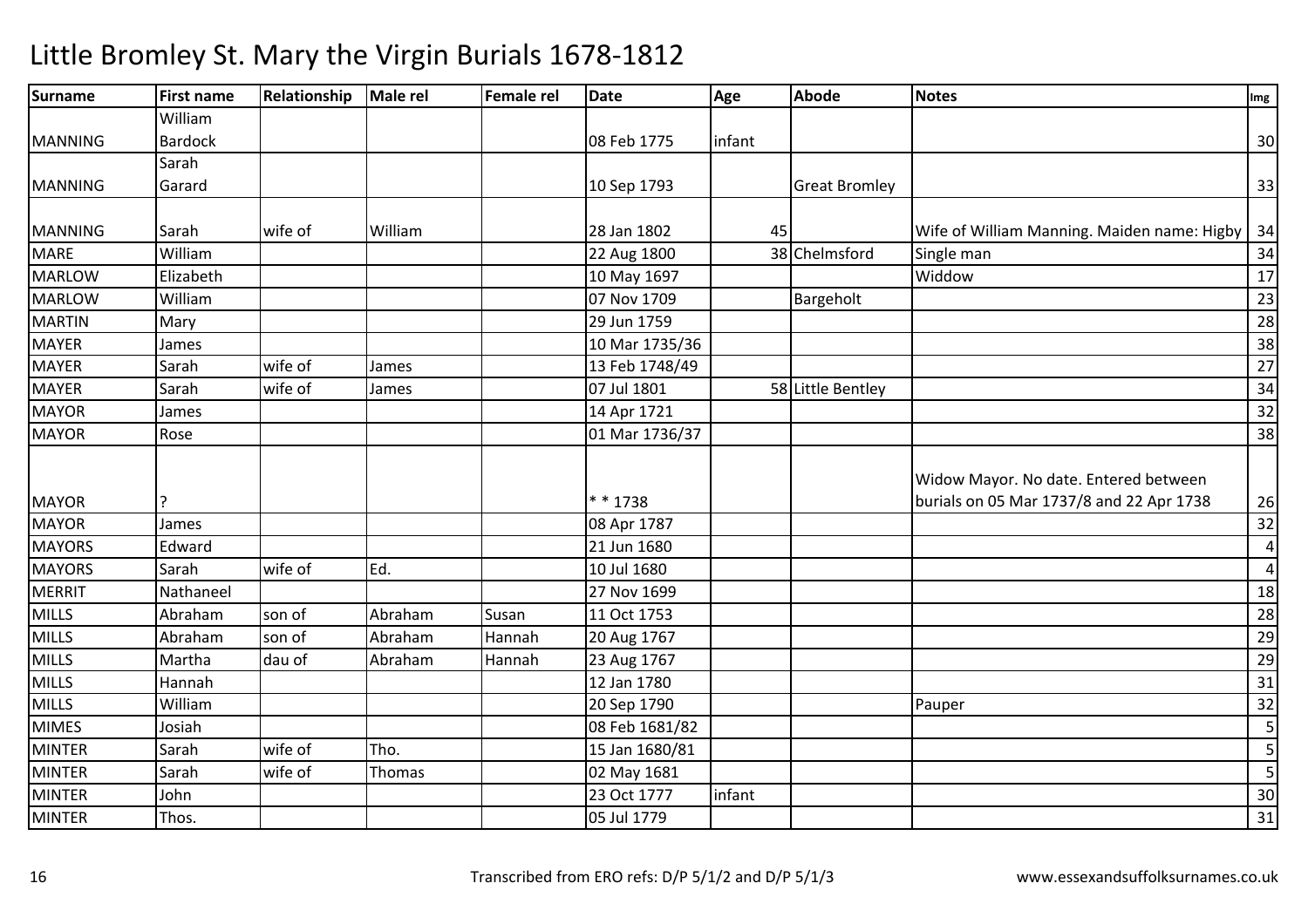# Little Bromley St. Mary the Virgin Burials 1678-1812

| Surname | First name | Relationship | Male rel | Female rel | Date | Age | Abode | Notes | Img |
|---|---|---|---|---|---|---|---|---|---|
| MANNING | William Bardock | | | | 08 Feb 1775 | infant | | | 30 |
| MANNING | Sarah Garard | | | | 10 Sep 1793 | | Great Bromley | | 33 |
| MANNING | Sarah | wife of | William | | 28 Jan 1802 | 45 | | Wife of William Manning. Maiden name: Higby | 34 |
| MARE | William | | | | 22 Aug 1800 | 38 | Chelmsford | Single man | 34 |
| MARLOW | Elizabeth | | | | 10 May 1697 | | | Widdow | 17 |
| MARLOW | William | | | | 07 Nov 1709 | | Bargeholt | | 23 |
| MARTIN | Mary | | | | 29 Jun 1759 | | | | 28 |
| MAYER | James | | | | 10 Mar 1735/36 | | | | 38 |
| MAYER | Sarah | wife of | James | | 13 Feb 1748/49 | | | | 27 |
| MAYER | Sarah | wife of | James | | 07 Jul 1801 | 58 | Little Bentley | | 34 |
| MAYOR | James | | | | 14 Apr 1721 | | | | 32 |
| MAYOR | Rose | | | | 01 Mar 1736/37 | | | | 38 |
| MAYOR | ? | | | | * * 1738 | | | Widow Mayor. No date. Entered between burials on 05 Mar 1737/8 and 22 Apr 1738 | 26 |
| MAYOR | James | | | | 08 Apr 1787 | | | | 32 |
| MAYORS | Edward | | | | 21 Jun 1680 | | | | 4 |
| MAYORS | Sarah | wife of | Ed. | | 10 Jul 1680 | | | | 4 |
| MERRIT | Nathaneel | | | | 27 Nov 1699 | | | | 18 |
| MILLS | Abraham | son of | Abraham | Susan | 11 Oct 1753 | | | | 28 |
| MILLS | Abraham | son of | Abraham | Hannah | 20 Aug 1767 | | | | 29 |
| MILLS | Martha | dau of | Abraham | Hannah | 23 Aug 1767 | | | | 29 |
| MILLS | Hannah | | | | 12 Jan 1780 | | | | 31 |
| MILLS | William | | | | 20 Sep 1790 | | | Pauper | 32 |
| MIMES | Josiah | | | | 08 Feb 1681/82 | | | | 5 |
| MINTER | Sarah | wife of | Tho. | | 15 Jan 1680/81 | | | | 5 |
| MINTER | Sarah | wife of | Thomas | | 02 May 1681 | | | | 5 |
| MINTER | John | | | | 23 Oct 1777 | infant | | | 30 |
| MINTER | Thos. | | | | 05 Jul 1779 | | | | 31 |

Transcribed from ERO refs: D/P 5/1/2 and D/P 5/1/3

www.essexandsuffolksurnames.co.uk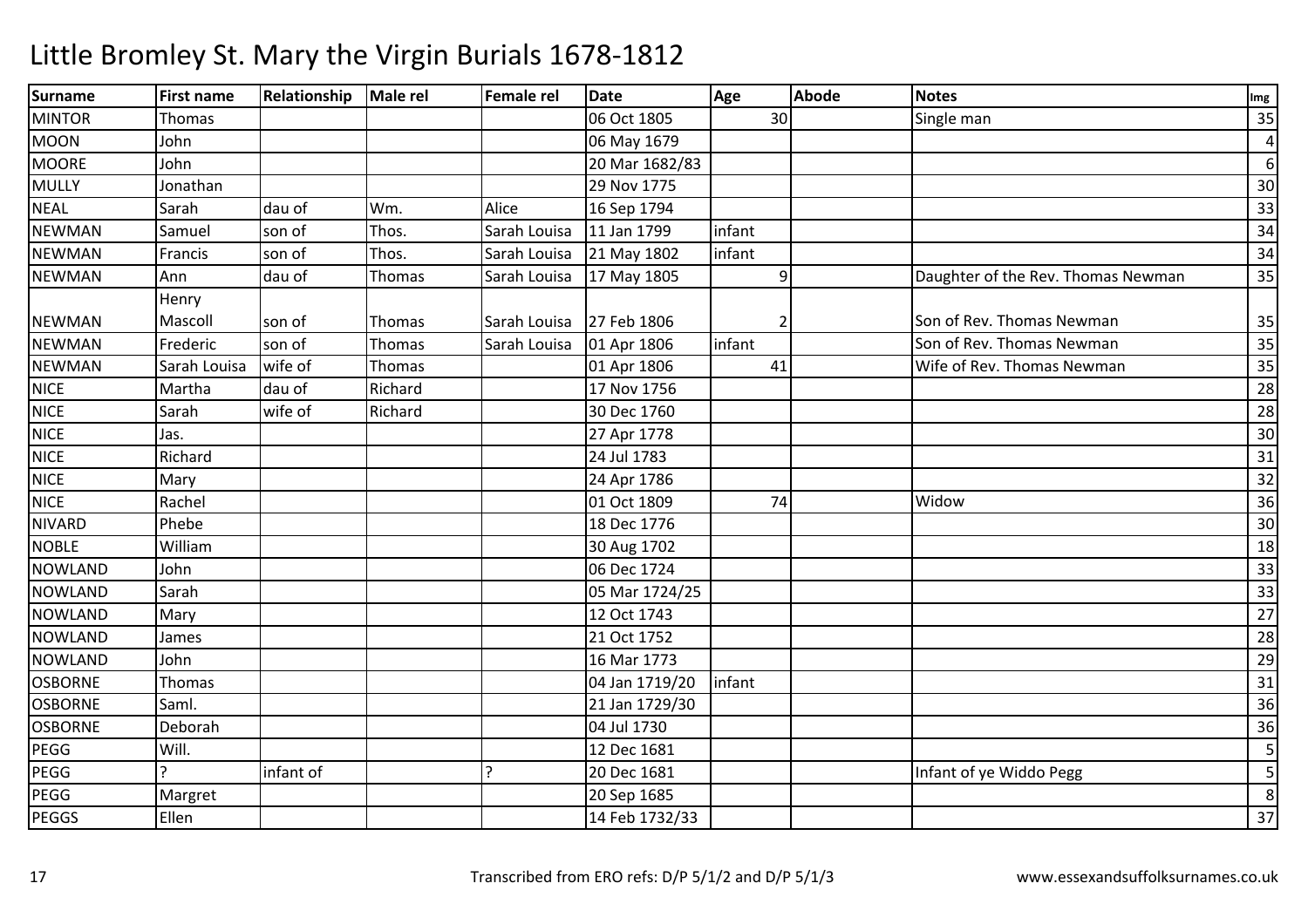# Little Bromley St. Mary the Virgin Burials 1678-1812

| Surname | First name | Relationship | Male rel | Female rel | Date | Age | Abode | Notes | Img |
|---|---|---|---|---|---|---|---|---|---|
| MINTOR | Thomas | | | | 06 Oct 1805 | 30 | | Single man | 35 |
| MOON | John | | | | 06 May 1679 | | | | 4 |
| MOORE | John | | | | 20 Mar 1682/83 | | | | 6 |
| MULLY | Jonathan | | | | 29 Nov 1775 | | | | 30 |
| NEAL | Sarah | dau of | Wm. | Alice | 16 Sep 1794 | | | | 33 |
| NEWMAN | Samuel | son of | Thos. | Sarah Louisa | 11 Jan 1799 | infant | | | 34 |
| NEWMAN | Francis | son of | Thos. | Sarah Louisa | 21 May 1802 | infant | | | 34 |
| NEWMAN | Ann | dau of | Thomas | Sarah Louisa | 17 May 1805 | 9 | | Daughter of the Rev. Thomas Newman | 35 |
| NEWMAN | Henry Mascoll | son of | Thomas | Sarah Louisa | 27 Feb 1806 | 2 | | Son of Rev. Thomas Newman | 35 |
| NEWMAN | Frederic | son of | Thomas | Sarah Louisa | 01 Apr 1806 | infant | | Son of Rev. Thomas Newman | 35 |
| NEWMAN | Sarah Louisa | wife of | Thomas | | 01 Apr 1806 | 41 | | Wife of Rev. Thomas Newman | 35 |
| NICE | Martha | dau of | Richard | | 17 Nov 1756 | | | | 28 |
| NICE | Sarah | wife of | Richard | | 30 Dec 1760 | | | | 28 |
| NICE | Jas. | | | | 27 Apr 1778 | | | | 30 |
| NICE | Richard | | | | 24 Jul 1783 | | | | 31 |
| NICE | Mary | | | | 24 Apr 1786 | | | | 32 |
| NICE | Rachel | | | | 01 Oct 1809 | 74 | | Widow | 36 |
| NIVARD | Phebe | | | | 18 Dec 1776 | | | | 30 |
| NOBLE | William | | | | 30 Aug 1702 | | | | 18 |
| NOWLAND | John | | | | 06 Dec 1724 | | | | 33 |
| NOWLAND | Sarah | | | | 05 Mar 1724/25 | | | | 33 |
| NOWLAND | Mary | | | | 12 Oct 1743 | | | | 27 |
| NOWLAND | James | | | | 21 Oct 1752 | | | | 28 |
| NOWLAND | John | | | | 16 Mar 1773 | | | | 29 |
| OSBORNE | Thomas | | | | 04 Jan 1719/20 | infant | | | 31 |
| OSBORNE | Saml. | | | | 21 Jan 1729/30 | | | | 36 |
| OSBORNE | Deborah | | | | 04 Jul 1730 | | | | 36 |
| PEGG | Will. | | | | 12 Dec 1681 | | | | 5 |
| PEGG | ? | infant of | | ? | 20 Dec 1681 | | | Infant of ye Widdo Pegg | 5 |
| PEGG | Margret | | | | 20 Sep 1685 | | | | 8 |
| PEGGS | Ellen | | | | 14 Feb 1732/33 | | | | 37 |

Transcribed from ERO refs: D/P 5/1/2 and D/P 5/1/3 www.essexandsuffolksurnames.co.uk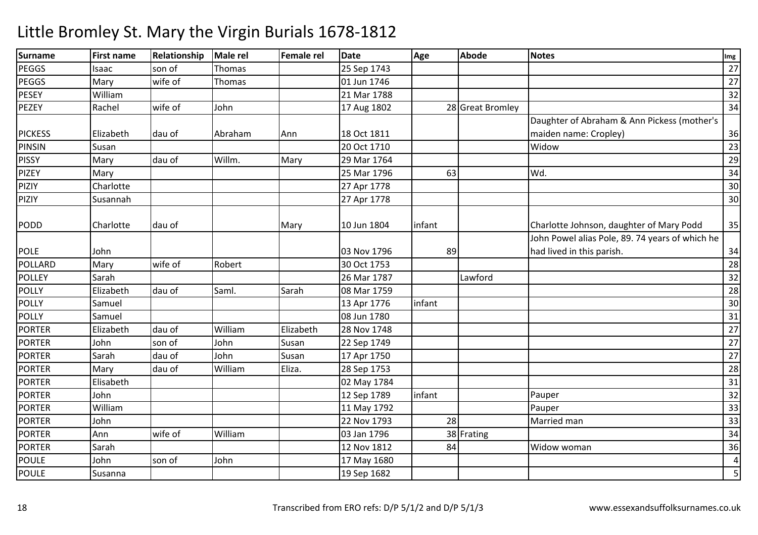# Little Bromley St. Mary the Virgin Burials 1678-1812

| Surname | First name | Relationship | Male rel | Female rel | Date | Age | Abode | Notes | Img |
|---|---|---|---|---|---|---|---|---|---|
| PEGGS | Isaac | son of | Thomas | | 25 Sep 1743 | | | | 27 |
| PEGGS | Mary | wife of | Thomas | | 01 Jun 1746 | | | | 27 |
| PESEY | William | | | | 21 Mar 1788 | | | | 32 |
| PEZEY | Rachel | wife of | John | | 17 Aug 1802 | 28 | Great Bromley | | 34 |
| PICKESS | Elizabeth | dau of | Abraham | Ann | 18 Oct 1811 | | | Daughter of Abraham & Ann Pickess (mother's maiden name: Cropley) | 36 |
| PINSIN | Susan | | | | 20 Oct 1710 | | | Widow | 23 |
| PISSY | Mary | dau of | Willm. | Mary | 29 Mar 1764 | | | | 29 |
| PIZEY | Mary | | | | 25 Mar 1796 | 63 | | Wd. | 34 |
| PIZIY | Charlotte | | | | 27 Apr 1778 | | | | 30 |
| PIZIY | Susannah | | | | 27 Apr 1778 | | | | 30 |
| PODD | Charlotte | dau of | | Mary | 10 Jun 1804 | infant | | Charlotte Johnson, daughter of Mary Podd | 35 |
| POLE | John | | | | 03 Nov 1796 | 89 | | John Powel alias Pole, 89. 74 years of which he had lived in this parish. | 34 |
| POLLARD | Mary | wife of | Robert | | 30 Oct 1753 | | | | 28 |
| POLLEY | Sarah | | | | 26 Mar 1787 | | Lawford | | 32 |
| POLLY | Elizabeth | dau of | Saml. | Sarah | 08 Mar 1759 | | | | 28 |
| POLLY | Samuel | | | | 13 Apr 1776 | infant | | | 30 |
| POLLY | Samuel | | | | 08 Jun 1780 | | | | 31 |
| PORTER | Elizabeth | dau of | William | Elizabeth | 28 Nov 1748 | | | | 27 |
| PORTER | John | son of | John | Susan | 22 Sep 1749 | | | | 27 |
| PORTER | Sarah | dau of | John | Susan | 17 Apr 1750 | | | | 27 |
| PORTER | Mary | dau of | William | Eliza. | 28 Sep 1753 | | | | 28 |
| PORTER | Elisabeth | | | | 02 May 1784 | | | | 31 |
| PORTER | John | | | | 12 Sep 1789 | infant | | Pauper | 32 |
| PORTER | William | | | | 11 May 1792 | | | Pauper | 33 |
| PORTER | John | | | | 22 Nov 1793 | 28 | | Married man | 33 |
| PORTER | Ann | wife of | William | | 03 Jan 1796 | 38 | Frating | | 34 |
| PORTER | Sarah | | | | 12 Nov 1812 | 84 | | Widow woman | 36 |
| POULE | John | son of | John | | 17 May 1680 | | | | 4 |
| POULE | Susanna | | | | 19 Sep 1682 | | | | 5 |

Transcribed from ERO refs: D/P 5/1/2 and D/P 5/1/3

www.essexandsuffolksurnames.co.uk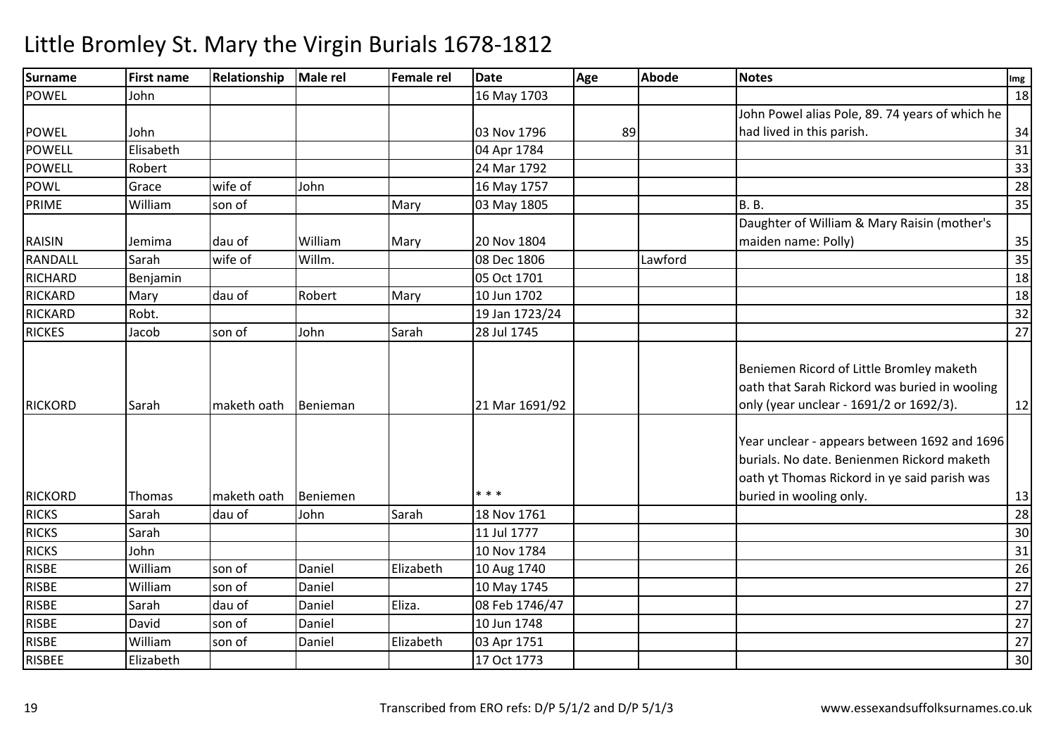# Little Bromley St. Mary the Virgin Burials 1678-1812

| Surname | First name | Relationship | Male rel | Female rel | Date | Age | Abode | Notes | Img |
|---|---|---|---|---|---|---|---|---|---|
| POWEL | John | | | | 16 May 1703 | | | | 18 |
| POWEL | John | | | | 03 Nov 1796 | 89 | | John Powel alias Pole, 89. 74 years of which he had lived in this parish. | 34 |
| POWELL | Elisabeth | | | | 04 Apr 1784 | | | | 31 |
| POWELL | Robert | | | | 24 Mar 1792 | | | | 33 |
| POWL | Grace | wife of | John | | 16 May 1757 | | | | 28 |
| PRIME | William | son of | | Mary | 03 May 1805 | | | B. B. | 35 |
| RAISIN | Jemima | dau of | William | Mary | 20 Nov 1804 | | | Daughter of William & Mary Raisin (mother's maiden name: Polly) | 35 |
| RANDALL | Sarah | wife of | Willm. | | 08 Dec 1806 | | Lawford | | 35 |
| RICHARD | Benjamin | | | | 05 Oct 1701 | | | | 18 |
| RICKARD | Mary | dau of | Robert | Mary | 10 Jun 1702 | | | | 18 |
| RICKARD | Robt. | | | | 19 Jan 1723/24 | | | | 32 |
| RICKES | Jacob | son of | John | Sarah | 28 Jul 1745 | | | | 27 |
| RICKORD | Sarah | maketh oath | Benieman | | 21 Mar 1691/92 | | | Beniemen Ricord of Little Bromley maketh oath that Sarah Rickord was buried in wooling only (year unclear - 1691/2 or 1692/3). | 12 |
| RICKORD | Thomas | maketh oath | Beniemen | | * * * | | | Year unclear - appears between 1692 and 1696 burials. No date. Benienmen Rickord maketh oath yt Thomas Rickord in ye said parish was buried in wooling only. | 13 |
| RICKS | Sarah | dau of | John | Sarah | 18 Nov 1761 | | | | 28 |
| RICKS | Sarah | | | | 11 Jul 1777 | | | | 30 |
| RICKS | John | | | | 10 Nov 1784 | | | | 31 |
| RISBE | William | son of | Daniel | Elizabeth | 10 Aug 1740 | | | | 26 |
| RISBE | William | son of | Daniel | | 10 May 1745 | | | | 27 |
| RISBE | Sarah | dau of | Daniel | Eliza. | 08 Feb 1746/47 | | | | 27 |
| RISBE | David | son of | Daniel | | 10 Jun 1748 | | | | 27 |
| RISBE | William | son of | Daniel | Elizabeth | 03 Apr 1751 | | | | 27 |
| RISBEE | Elizabeth | | | | 17 Oct 1773 | | | | 30 |

Transcribed from ERO refs: D/P 5/1/2 and D/P 5/1/3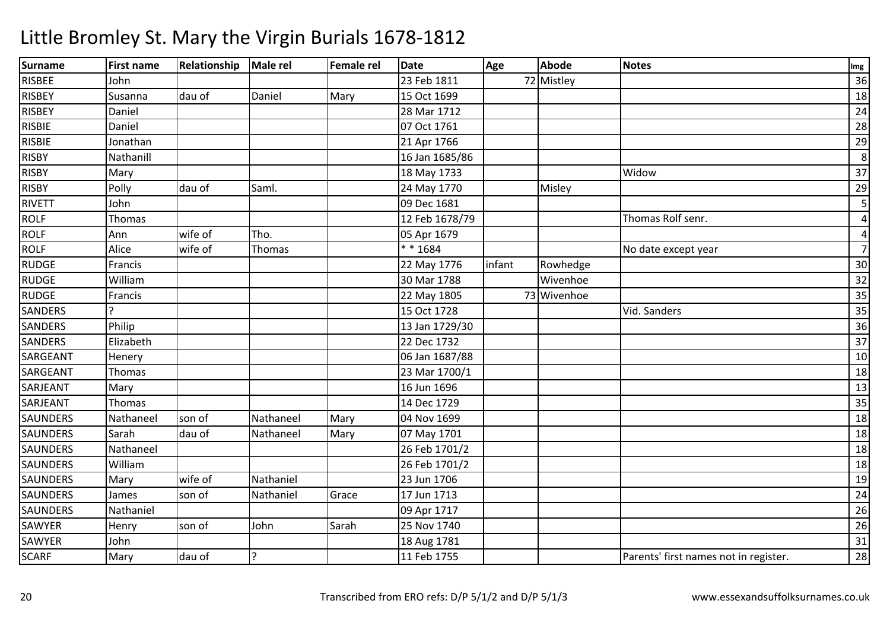# Little Bromley St. Mary the Virgin Burials 1678-1812

| Surname | First name | Relationship | Male rel | Female rel | Date | Age | Abode | Notes | Img |
|---|---|---|---|---|---|---|---|---|---|
| RISBEE | John | | | | 23 Feb 1811 | 72 | Mistley | | 36 |
| RISBEY | Susanna | dau of | Daniel | Mary | 15 Oct 1699 | | | | 18 |
| RISBEY | Daniel | | | | 28 Mar 1712 | | | | 24 |
| RISBIE | Daniel | | | | 07 Oct 1761 | | | | 28 |
| RISBIE | Jonathan | | | | 21 Apr 1766 | | | | 29 |
| RISBY | Nathanill | | | | 16 Jan 1685/86 | | | | 8 |
| RISBY | Mary | | | | 18 May 1733 | | | Widow | 37 |
| RISBY | Polly | dau of | Saml. | | 24 May 1770 | | Misley | | 29 |
| RIVETT | John | | | | 09 Dec 1681 | | | | 5 |
| ROLF | Thomas | | | | 12 Feb 1678/79 | | | Thomas Rolf senr. | 4 |
| ROLF | Ann | wife of | Tho. | | 05 Apr 1679 | | | | 4 |
| ROLF | Alice | wife of | Thomas | | * * 1684 | | | No date except year | 7 |
| RUDGE | Francis | | | | 22 May 1776 | infant | Rowhedge | | 30 |
| RUDGE | William | | | | 30 Mar 1788 | | Wivenhoe | | 32 |
| RUDGE | Francis | | | | 22 May 1805 | 73 | Wivenhoe | | 35 |
| SANDERS | ? | | | | 15 Oct 1728 | | | Vid. Sanders | 35 |
| SANDERS | Philip | | | | 13 Jan 1729/30 | | | | 36 |
| SANDERS | Elizabeth | | | | 22 Dec 1732 | | | | 37 |
| SARGEANT | Henery | | | | 06 Jan 1687/88 | | | | 10 |
| SARGEANT | Thomas | | | | 23 Mar 1700/1 | | | | 18 |
| SARJEANT | Mary | | | | 16 Jun 1696 | | | | 13 |
| SARJEANT | Thomas | | | | 14 Dec 1729 | | | | 35 |
| SAUNDERS | Nathaneel | son of | Nathaneel | Mary | 04 Nov 1699 | | | | 18 |
| SAUNDERS | Sarah | dau of | Nathaneel | Mary | 07 May 1701 | | | | 18 |
| SAUNDERS | Nathaneel | | | | 26 Feb 1701/2 | | | | 18 |
| SAUNDERS | William | | | | 26 Feb 1701/2 | | | | 18 |
| SAUNDERS | Mary | wife of | Nathaniel | | 23 Jun 1706 | | | | 19 |
| SAUNDERS | James | son of | Nathaniel | Grace | 17 Jun 1713 | | | | 24 |
| SAUNDERS | Nathaniel | | | | 09 Apr 1717 | | | | 26 |
| SAWYER | Henry | son of | John | Sarah | 25 Nov 1740 | | | | 26 |
| SAWYER | John | | | | 18 Aug 1781 | | | | 31 |
| SCARF | Mary | dau of | ? | | 11 Feb 1755 | | | Parents' first names not in register. | 28 |

Transcribed from ERO refs: D/P 5/1/2 and D/P 5/1/3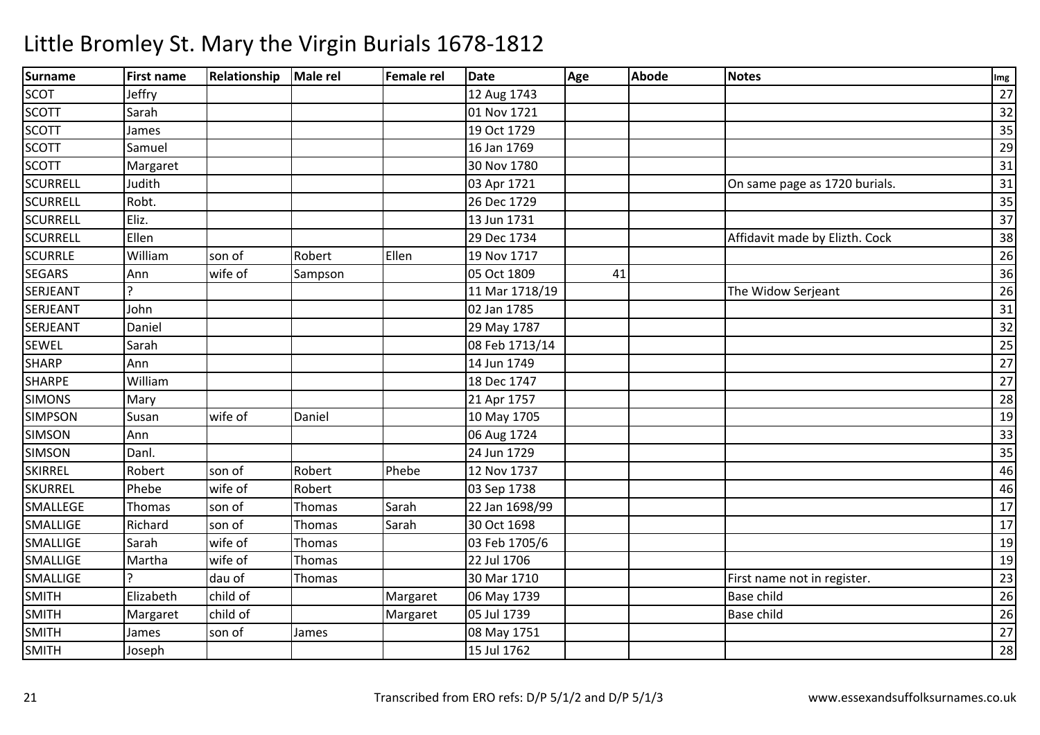# Little Bromley St. Mary the Virgin Burials 1678-1812

| Surname | First name | Relationship | Male rel | Female rel | Date | Age | Abode | Notes | Img |
|---|---|---|---|---|---|---|---|---|---|
| SCOT | Jeffry | | | | 12 Aug 1743 | | | | 27 |
| SCOTT | Sarah | | | | 01 Nov 1721 | | | | 32 |
| SCOTT | James | | | | 19 Oct 1729 | | | | 35 |
| SCOTT | Samuel | | | | 16 Jan 1769 | | | | 29 |
| SCOTT | Margaret | | | | 30 Nov 1780 | | | | 31 |
| SCURRELL | Judith | | | | 03 Apr 1721 | | | On same page as 1720 burials. | 31 |
| SCURRELL | Robt. | | | | 26 Dec 1729 | | | | 35 |
| SCURRELL | Eliz. | | | | 13 Jun 1731 | | | | 37 |
| SCURRELL | Ellen | | | | 29 Dec 1734 | | | Affidavit made by Elizth. Cock | 38 |
| SCURRLE | William | son of | Robert | Ellen | 19 Nov 1717 | | | | 26 |
| SEGARS | Ann | wife of | Sampson | | 05 Oct 1809 | 41 | | | 36 |
| SERJEANT | ? | | | | 11 Mar 1718/19 | | | The Widow Serjeant | 26 |
| SERJEANT | John | | | | 02 Jan 1785 | | | | 31 |
| SERJEANT | Daniel | | | | 29 May 1787 | | | | 32 |
| SEWEL | Sarah | | | | 08 Feb 1713/14 | | | | 25 |
| SHARP | Ann | | | | 14 Jun 1749 | | | | 27 |
| SHARPE | William | | | | 18 Dec 1747 | | | | 27 |
| SIMONS | Mary | | | | 21 Apr 1757 | | | | 28 |
| SIMPSON | Susan | wife of | Daniel | | 10 May 1705 | | | | 19 |
| SIMSON | Ann | | | | 06 Aug 1724 | | | | 33 |
| SIMSON | Danl. | | | | 24 Jun 1729 | | | | 35 |
| SKIRREL | Robert | son of | Robert | Phebe | 12 Nov 1737 | | | | 46 |
| SKURREL | Phebe | wife of | Robert | | 03 Sep 1738 | | | | 46 |
| SMALLEGE | Thomas | son of | Thomas | Sarah | 22 Jan 1698/99 | | | | 17 |
| SMALLIGE | Richard | son of | Thomas | Sarah | 30 Oct 1698 | | | | 17 |
| SMALLIGE | Sarah | wife of | Thomas | | 03 Feb 1705/6 | | | | 19 |
| SMALLIGE | Martha | wife of | Thomas | | 22 Jul 1706 | | | | 19 |
| SMALLIGE | ? | dau of | Thomas | | 30 Mar 1710 | | | First name not in register. | 23 |
| SMITH | Elizabeth | child of | | Margaret | 06 May 1739 | | | Base child | 26 |
| SMITH | Margaret | child of | | Margaret | 05 Jul 1739 | | | Base child | 26 |
| SMITH | James | son of | James | | 08 May 1751 | | | | 27 |
| SMITH | Joseph | | | | 15 Jul 1762 | | | | 28 |

Transcribed from ERO refs: D/P 5/1/2 and D/P 5/1/3 www.essexandsuffolksurnames.co.uk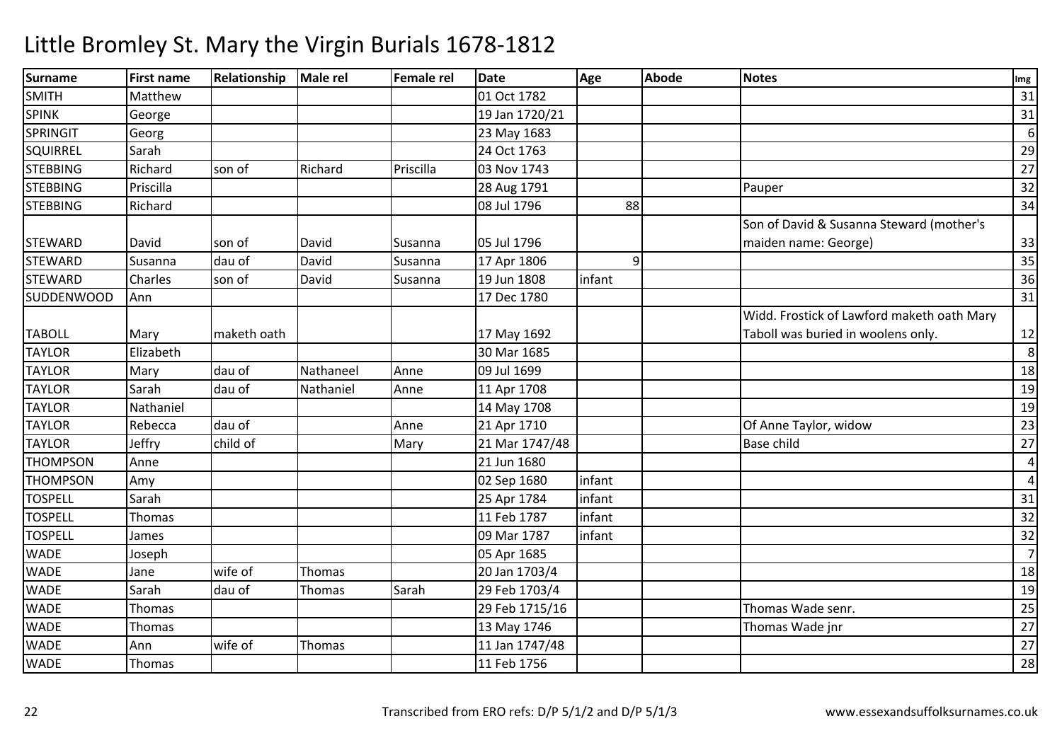# Little Bromley St. Mary the Virgin Burials 1678-1812

| Surname | First name | Relationship | Male rel | Female rel | Date | Age | Abode | Notes | Img |
|---|---|---|---|---|---|---|---|---|---|
| SMITH | Matthew | | | | 01 Oct 1782 | | | | 31 |
| SPINK | George | | | | 19 Jan 1720/21 | | | | 31 |
| SPRINGIT | Georg | | | | 23 May 1683 | | | | 6 |
| SQUIRREL | Sarah | | | | 24 Oct 1763 | | | | 29 |
| STEBBING | Richard | son of | Richard | Priscilla | 03 Nov 1743 | | | | 27 |
| STEBBING | Priscilla | | | | 28 Aug 1791 | | | Pauper | 32 |
| STEBBING | Richard | | | | 08 Jul 1796 | 88 | | | 34 |
| STEWARD | David | son of | David | Susanna | 05 Jul 1796 | | | Son of David & Susanna Steward (mother's maiden name: George) | 33 |
| STEWARD | Susanna | dau of | David | Susanna | 17 Apr 1806 | 9 | | | 35 |
| STEWARD | Charles | son of | David | Susanna | 19 Jun 1808 | infant | | | 36 |
| SUDDENWOOD | Ann | | | | 17 Dec 1780 | | | | 31 |
| TABOLL | Mary | maketh oath | | | 17 May 1692 | | | Widd. Frostick of Lawford maketh oath Mary Taboll was buried in woolens only. | 12 |
| TAYLOR | Elizabeth | | | | 30 Mar 1685 | | | | 8 |
| TAYLOR | Mary | dau of | Nathaneel | Anne | 09 Jul 1699 | | | | 18 |
| TAYLOR | Sarah | dau of | Nathaniel | Anne | 11 Apr 1708 | | | | 19 |
| TAYLOR | Nathaniel | | | | 14 May 1708 | | | | 19 |
| TAYLOR | Rebecca | dau of | | Anne | 21 Apr 1710 | | | Of Anne Taylor, widow | 23 |
| TAYLOR | Jeffry | child of | | Mary | 21 Mar 1747/48 | | | Base child | 27 |
| THOMPSON | Anne | | | | 21 Jun 1680 | | | | 4 |
| THOMPSON | Amy | | | | 02 Sep 1680 | infant | | | 4 |
| TOSPELL | Sarah | | | | 25 Apr 1784 | infant | | | 31 |
| TOSPELL | Thomas | | | | 11 Feb 1787 | infant | | | 32 |
| TOSPELL | James | | | | 09 Mar 1787 | infant | | | 32 |
| WADE | Joseph | | | | 05 Apr 1685 | | | | 7 |
| WADE | Jane | wife of | Thomas | | 20 Jan 1703/4 | | | | 18 |
| WADE | Sarah | dau of | Thomas | Sarah | 29 Feb 1703/4 | | | | 19 |
| WADE | Thomas | | | | 29 Feb 1715/16 | | | Thomas Wade senr. | 25 |
| WADE | Thomas | | | | 13 May 1746 | | | Thomas Wade jnr | 27 |
| WADE | Ann | wife of | Thomas | | 11 Jan 1747/48 | | | | 27 |
| WADE | Thomas | | | | 11 Feb 1756 | | | | 28 |

Transcribed from ERO refs: D/P 5/1/2 and D/P 5/1/3

www.essexandsuffolksurnames.co.uk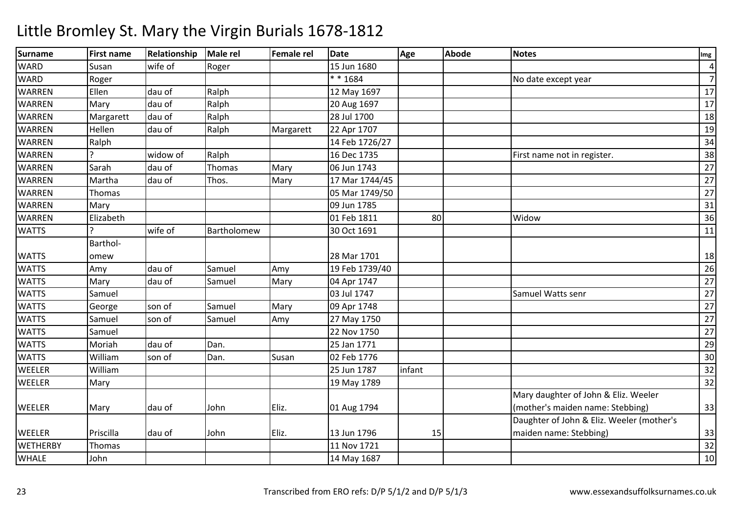# Little Bromley St. Mary the Virgin Burials 1678-1812

| Surname | First name | Relationship | Male rel | Female rel | Date | Age | Abode | Notes | Img |
|---|---|---|---|---|---|---|---|---|---|
| WARD | Susan | wife of | Roger | | 15 Jun 1680 | | | | 4 |
| WARD | Roger | | | | * * 1684 | | | No date except year | 7 |
| WARREN | Ellen | dau of | Ralph | | 12 May 1697 | | | | 17 |
| WARREN | Mary | dau of | Ralph | | 20 Aug 1697 | | | | 17 |
| WARREN | Margarett | dau of | Ralph | | 28 Jul 1700 | | | | 18 |
| WARREN | Hellen | dau of | Ralph | Margarett | 22 Apr 1707 | | | | 19 |
| WARREN | Ralph | | | | 14 Feb 1726/27 | | | | 34 |
| WARREN | ? | widow of | Ralph | | 16 Dec 1735 | | | First name not in register. | 38 |
| WARREN | Sarah | dau of | Thomas | Mary | 06 Jun 1743 | | | | 27 |
| WARREN | Martha | dau of | Thos. | Mary | 17 Mar 1744/45 | | | | 27 |
| WARREN | Thomas | | | | 05 Mar 1749/50 | | | | 27 |
| WARREN | Mary | | | | 09 Jun 1785 | | | | 31 |
| WARREN | Elizabeth | | | | 01 Feb 1811 | 80 | | Widow | 36 |
| WATTS | ? | wife of | Bartholomew | | 30 Oct 1691 | | | | 11 |
| WATTS | Barthol-omew | | | | 28 Mar 1701 | | | | 18 |
| WATTS | Amy | dau of | Samuel | Amy | 19 Feb 1739/40 | | | | 26 |
| WATTS | Mary | dau of | Samuel | Mary | 04 Apr 1747 | | | | 27 |
| WATTS | Samuel | | | | 03 Jul 1747 | | | Samuel Watts senr | 27 |
| WATTS | George | son of | Samuel | Mary | 09 Apr 1748 | | | | 27 |
| WATTS | Samuel | son of | Samuel | Amy | 27 May 1750 | | | | 27 |
| WATTS | Samuel | | | | 22 Nov 1750 | | | | 27 |
| WATTS | Moriah | dau of | Dan. | | 25 Jan 1771 | | | | 29 |
| WATTS | William | son of | Dan. | Susan | 02 Feb 1776 | | | | 30 |
| WEELER | William | | | | 25 Jun 1787 | infant | | | 32 |
| WEELER | Mary | | | | 19 May 1789 | | | | 32 |
| WEELER | Mary | dau of | John | Eliz. | 01 Aug 1794 | | | Mary daughter of John & Eliz. Weeler (mother's maiden name: Stebbing) | 33 |
| WEELER | Priscilla | dau of | John | Eliz. | 13 Jun 1796 | 15 | | Daughter of John & Eliz. Weeler (mother's maiden name: Stebbing) | 33 |
| WETHERBY | Thomas | | | | 11 Nov 1721 | | | | 32 |
| WHALE | John | | | | 14 May 1687 | | | | 10 |

Transcribed from ERO refs: D/P 5/1/2 and D/P 5/1/3

www.essexandsuffolksurnames.co.uk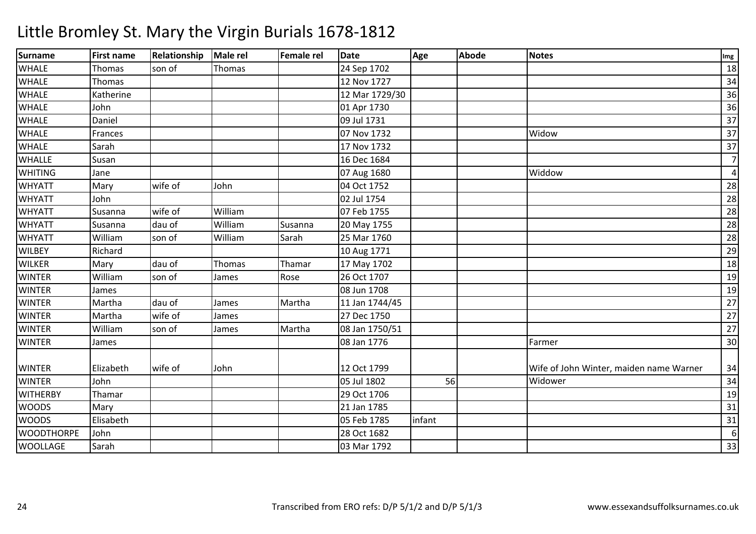# Little Bromley St. Mary the Virgin Burials 1678-1812

| Surname | First name | Relationship | Male rel | Female rel | Date | Age | Abode | Notes | Img |
|---|---|---|---|---|---|---|---|---|---|
| WHALE | Thomas | son of | Thomas | | 24 Sep 1702 | | | | 18 |
| WHALE | Thomas | | | | 12 Nov 1727 | | | | 34 |
| WHALE | Katherine | | | | 12 Mar 1729/30 | | | | 36 |
| WHALE | John | | | | 01 Apr 1730 | | | | 36 |
| WHALE | Daniel | | | | 09 Jul 1731 | | | | 37 |
| WHALE | Frances | | | | 07 Nov 1732 | | | Widow | 37 |
| WHALE | Sarah | | | | 17 Nov 1732 | | | | 37 |
| WHALLE | Susan | | | | 16 Dec 1684 | | | | 7 |
| WHITING | Jane | | | | 07 Aug 1680 | | | Widdow | 4 |
| WHYATT | Mary | wife of | John | | 04 Oct 1752 | | | | 28 |
| WHYATT | John | | | | 02 Jul 1754 | | | | 28 |
| WHYATT | Susanna | wife of | William | | 07 Feb 1755 | | | | 28 |
| WHYATT | Susanna | dau of | William | Susanna | 20 May 1755 | | | | 28 |
| WHYATT | William | son of | William | Sarah | 25 Mar 1760 | | | | 28 |
| WILBEY | Richard | | | | 10 Aug 1771 | | | | 29 |
| WILKER | Mary | dau of | Thomas | Thamar | 17 May 1702 | | | | 18 |
| WINTER | William | son of | James | Rose | 26 Oct 1707 | | | | 19 |
| WINTER | James | | | | 08 Jun 1708 | | | | 19 |
| WINTER | Martha | dau of | James | Martha | 11 Jan 1744/45 | | | | 27 |
| WINTER | Martha | wife of | James | | 27 Dec 1750 | | | | 27 |
| WINTER | William | son of | James | Martha | 08 Jan 1750/51 | | | | 27 |
| WINTER | James | | | | 08 Jan 1776 | | | Farmer | 30 |
| WINTER | Elizabeth | wife of | John | | 12 Oct 1799 | | | Wife of John Winter, maiden name Warner | 34 |
| WINTER | John | | | | 05 Jul 1802 | 56 | | Widower | 34 |
| WITHERBY | Thamar | | | | 29 Oct 1706 | | | | 19 |
| WOODS | Mary | | | | 21 Jan 1785 | | | | 31 |
| WOODS | Elisabeth | | | | 05 Feb 1785 | infant | | | 31 |
| WOODTHORPE | John | | | | 28 Oct 1682 | | | | 6 |
| WOOLLAGE | Sarah | | | | 03 Mar 1792 | | | | 33 |

Transcribed from ERO refs: D/P 5/1/2 and D/P 5/1/3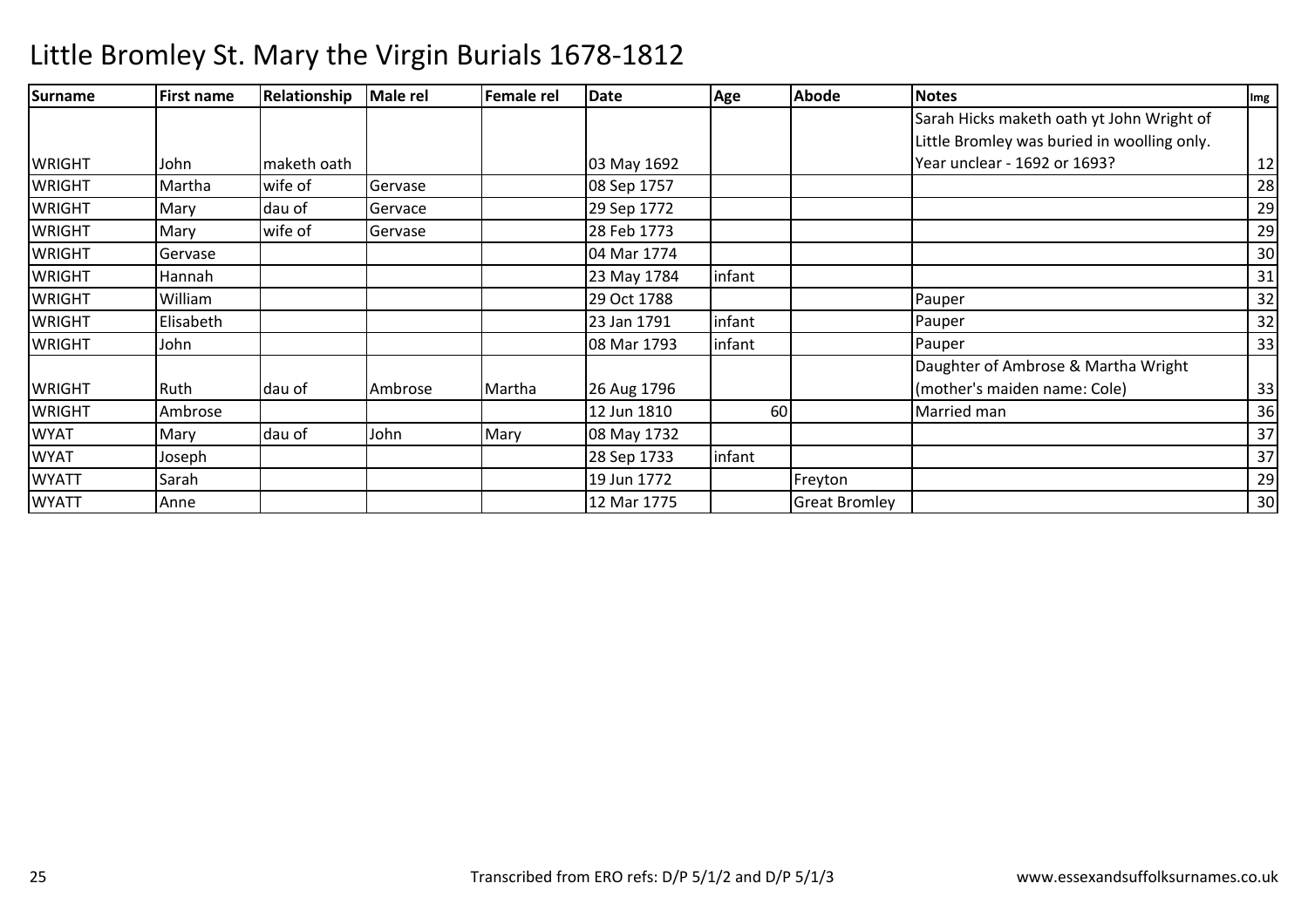# Little Bromley St. Mary the Virgin Burials 1678-1812

| Surname | First name | Relationship | Male rel | Female rel | Date | Age | Abode | Notes | Img |
|---|---|---|---|---|---|---|---|---|---|
| WRIGHT | John | maketh oath | | | 03 May 1692 | | | Sarah Hicks maketh oath yt John Wright of Little Bromley was buried in woolling only. Year unclear - 1692 or 1693? | 12 |
| WRIGHT | Martha | wife of | Gervase | | 08 Sep 1757 | | | | 28 |
| WRIGHT | Mary | dau of | Gervace | | 29 Sep 1772 | | | | 29 |
| WRIGHT | Mary | wife of | Gervase | | 28 Feb 1773 | | | | 29 |
| WRIGHT | Gervase | | | | 04 Mar 1774 | | | | 30 |
| WRIGHT | Hannah | | | | 23 May 1784 | infant | | | 31 |
| WRIGHT | William | | | | 29 Oct 1788 | | | Pauper | 32 |
| WRIGHT | Elisabeth | | | | 23 Jan 1791 | infant | | Pauper | 32 |
| WRIGHT | John | | | | 08 Mar 1793 | infant | | Pauper | 33 |
| WRIGHT | Ruth | dau of | Ambrose | Martha | 26 Aug 1796 | | | Daughter of Ambrose & Martha Wright (mother's maiden name: Cole) | 33 |
| WRIGHT | Ambrose | | | | 12 Jun 1810 | 60 | | Married man | 36 |
| WYAT | Mary | dau of | John | Mary | 08 May 1732 | | | | 37 |
| WYAT | Joseph | | | | 28 Sep 1733 | infant | | | 37 |
| WYATT | Sarah | | | | 19 Jun 1772 | | Freyton | | 29 |
| WYATT | Anne | | | | 12 Mar 1775 | | Great Bromley | | 30 |

Transcribed from ERO refs: D/P 5/1/2 and D/P 5/1/3

www.essexandsuffolksurnames.co.uk